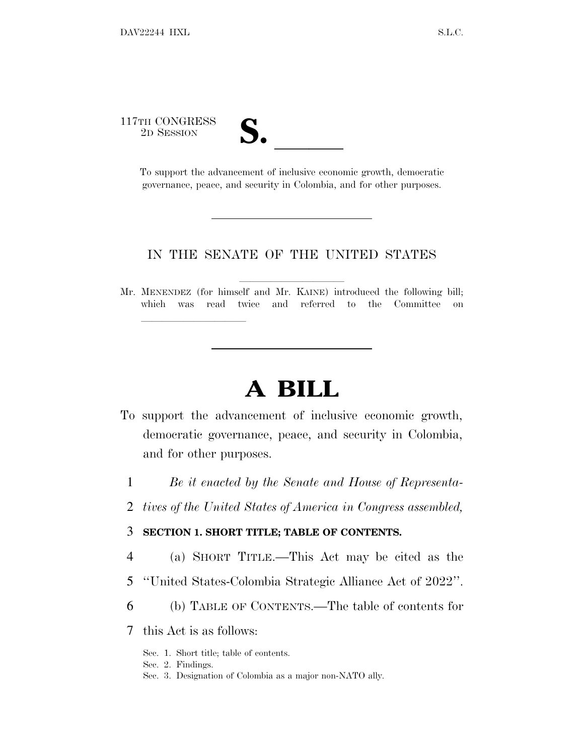117TH CONGRESS
2D SESSION

# S. ______

To support the advancement of inclusive economic growth, democratic governance, peace, and security in Colombia, and for other purposes.

IN THE SENATE OF THE UNITED STATES

Mr. MENENDEZ (for himself and Mr. KAINE) introduced the following bill; which was read twice and referred to the Committee on ______________

# A BILL

To support the advancement of inclusive economic growth, democratic governance, peace, and security in Colombia, and for other purposes.

1 *Be it enacted by the Senate and House of Representa-*
2 *tives of the United States of America in Congress assembled,*

3 **SECTION 1. SHORT TITLE; TABLE OF CONTENTS.**

4 (a) SHORT TITLE.—This Act may be cited as the
5 ''United States-Colombia Strategic Alliance Act of 2022''.
6 (b) TABLE OF CONTENTS.—The table of contents for
7 this Act is as follows:

Sec. 1. Short title; table of contents.
Sec. 2. Findings.
Sec. 3. Designation of Colombia as a major non-NATO ally.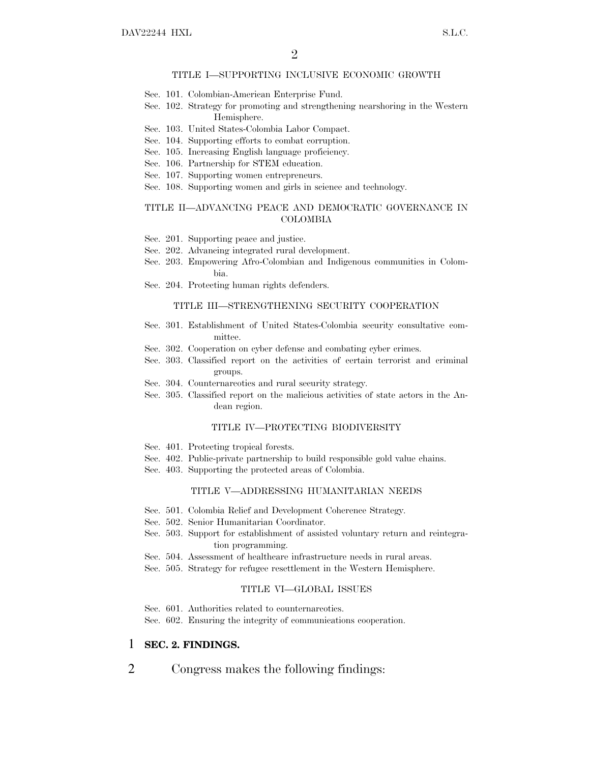TITLE I—SUPPORTING INCLUSIVE ECONOMIC GROWTH

Sec. 101. Colombian-American Enterprise Fund.
Sec. 102. Strategy for promoting and strengthening nearshoring in the Western Hemisphere.
Sec. 103. United States-Colombia Labor Compact.
Sec. 104. Supporting efforts to combat corruption.
Sec. 105. Increasing English language proficiency.
Sec. 106. Partnership for STEM education.
Sec. 107. Supporting women entrepreneurs.
Sec. 108. Supporting women and girls in science and technology.

TITLE II—ADVANCING PEACE AND DEMOCRATIC GOVERNANCE IN COLOMBIA

Sec. 201. Supporting peace and justice.
Sec. 202. Advancing integrated rural development.
Sec. 203. Empowering Afro-Colombian and Indigenous communities in Colombia.
Sec. 204. Protecting human rights defenders.

TITLE III—STRENGTHENING SECURITY COOPERATION

Sec. 301. Establishment of United States-Colombia security consultative committee.
Sec. 302. Cooperation on cyber defense and combating cyber crimes.
Sec. 303. Classified report on the activities of certain terrorist and criminal groups.
Sec. 304. Counternarcotics and rural security strategy.
Sec. 305. Classified report on the malicious activities of state actors in the Andean region.

TITLE IV—PROTECTING BIODIVERSITY

Sec. 401. Protecting tropical forests.
Sec. 402. Public-private partnership to build responsible gold value chains.
Sec. 403. Supporting the protected areas of Colombia.

TITLE V—ADDRESSING HUMANITARIAN NEEDS

Sec. 501. Colombia Relief and Development Coherence Strategy.
Sec. 502. Senior Humanitarian Coordinator.
Sec. 503. Support for establishment of assisted voluntary return and reintegration programming.
Sec. 504. Assessment of healthcare infrastructure needs in rural areas.
Sec. 505. Strategy for refugee resettlement in the Western Hemisphere.

TITLE VI—GLOBAL ISSUES

Sec. 601. Authorities related to counternarcotics.
Sec. 602. Ensuring the integrity of communications cooperation.

1 **SEC. 2. FINDINGS.**

2 Congress makes the following findings: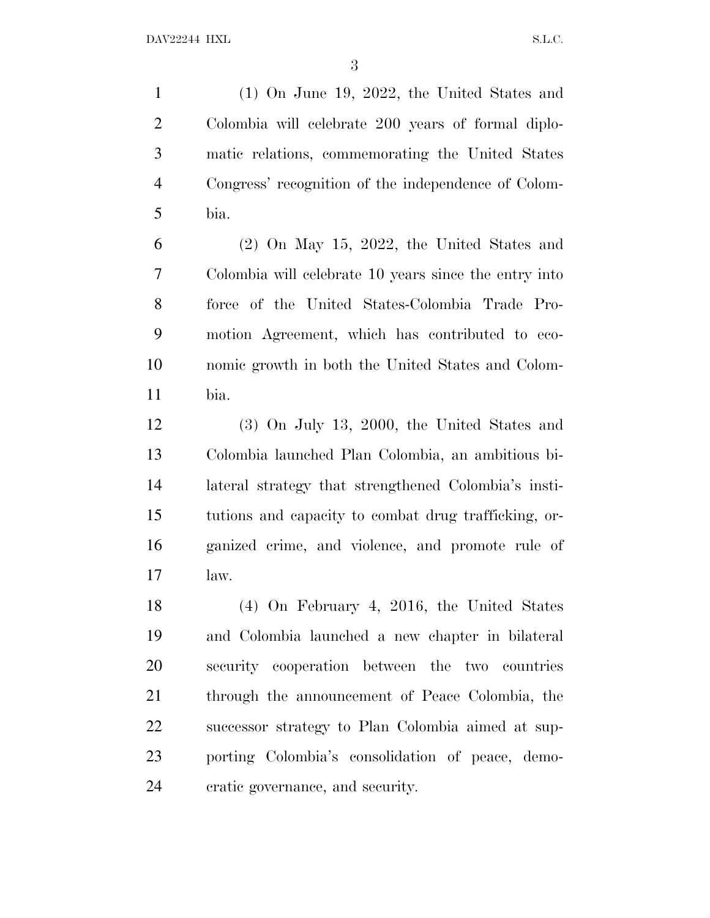(1) On June 19, 2022, the United States and Colombia will celebrate 200 years of formal diplomatic relations, commemorating the United States Congress' recognition of the independence of Colombia.

(2) On May 15, 2022, the United States and Colombia will celebrate 10 years since the entry into force of the United States-Colombia Trade Promotion Agreement, which has contributed to economic growth in both the United States and Colombia.

(3) On July 13, 2000, the United States and Colombia launched Plan Colombia, an ambitious bilateral strategy that strengthened Colombia's institutions and capacity to combat drug trafficking, organized crime, and violence, and promote rule of law.

(4) On February 4, 2016, the United States and Colombia launched a new chapter in bilateral security cooperation between the two countries through the announcement of Peace Colombia, the successor strategy to Plan Colombia aimed at supporting Colombia's consolidation of peace, democratic governance, and security.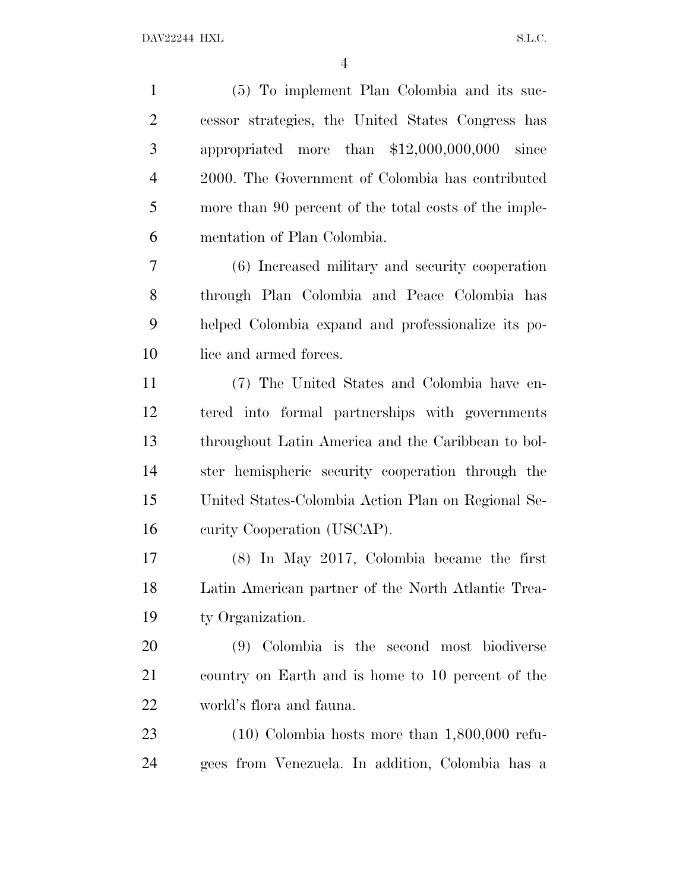(5) To implement Plan Colombia and its successor strategies, the United States Congress has appropriated more than $12,000,000,000 since 2000. The Government of Colombia has contributed more than 90 percent of the total costs of the implementation of Plan Colombia.

(6) Increased military and security cooperation through Plan Colombia and Peace Colombia has helped Colombia expand and professionalize its police and armed forces.

(7) The United States and Colombia have entered into formal partnerships with governments throughout Latin America and the Caribbean to bolster hemispheric security cooperation through the United States-Colombia Action Plan on Regional Security Cooperation (USCAP).

(8) In May 2017, Colombia became the first Latin American partner of the North Atlantic Treaty Organization.

(9) Colombia is the second most biodiverse country on Earth and is home to 10 percent of the world's flora and fauna.

(10) Colombia hosts more than 1,800,000 refugees from Venezuela. In addition, Colombia has a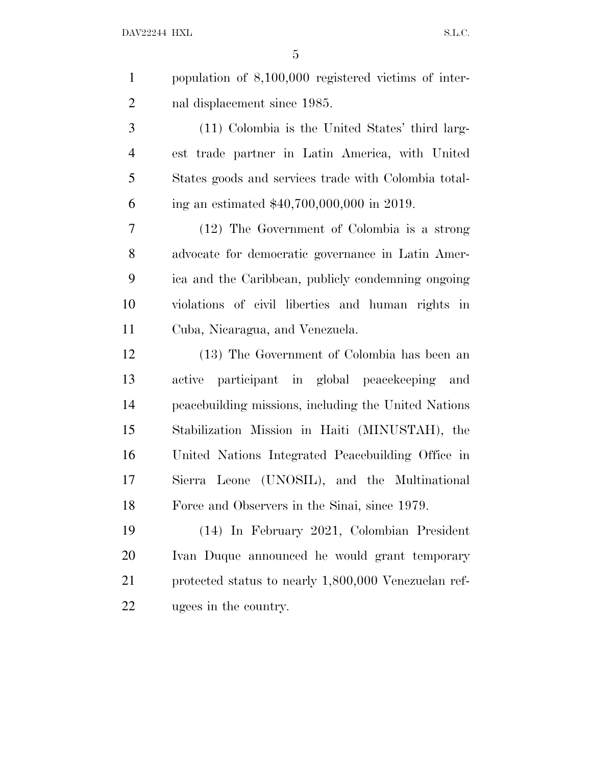population of 8,100,000 registered victims of internal displacement since 1985.

(11) Colombia is the United States' third largest trade partner in Latin America, with United States goods and services trade with Colombia totaling an estimated $40,700,000,000 in 2019.

(12) The Government of Colombia is a strong advocate for democratic governance in Latin America and the Caribbean, publicly condemning ongoing violations of civil liberties and human rights in Cuba, Nicaragua, and Venezuela.

(13) The Government of Colombia has been an active participant in global peacekeeping and peacebuilding missions, including the United Nations Stabilization Mission in Haiti (MINUSTAH), the United Nations Integrated Peacebuilding Office in Sierra Leone (UNOSIL), and the Multinational Force and Observers in the Sinai, since 1979.

(14) In February 2021, Colombian President Ivan Duque announced he would grant temporary protected status to nearly 1,800,000 Venezuelan refugees in the country.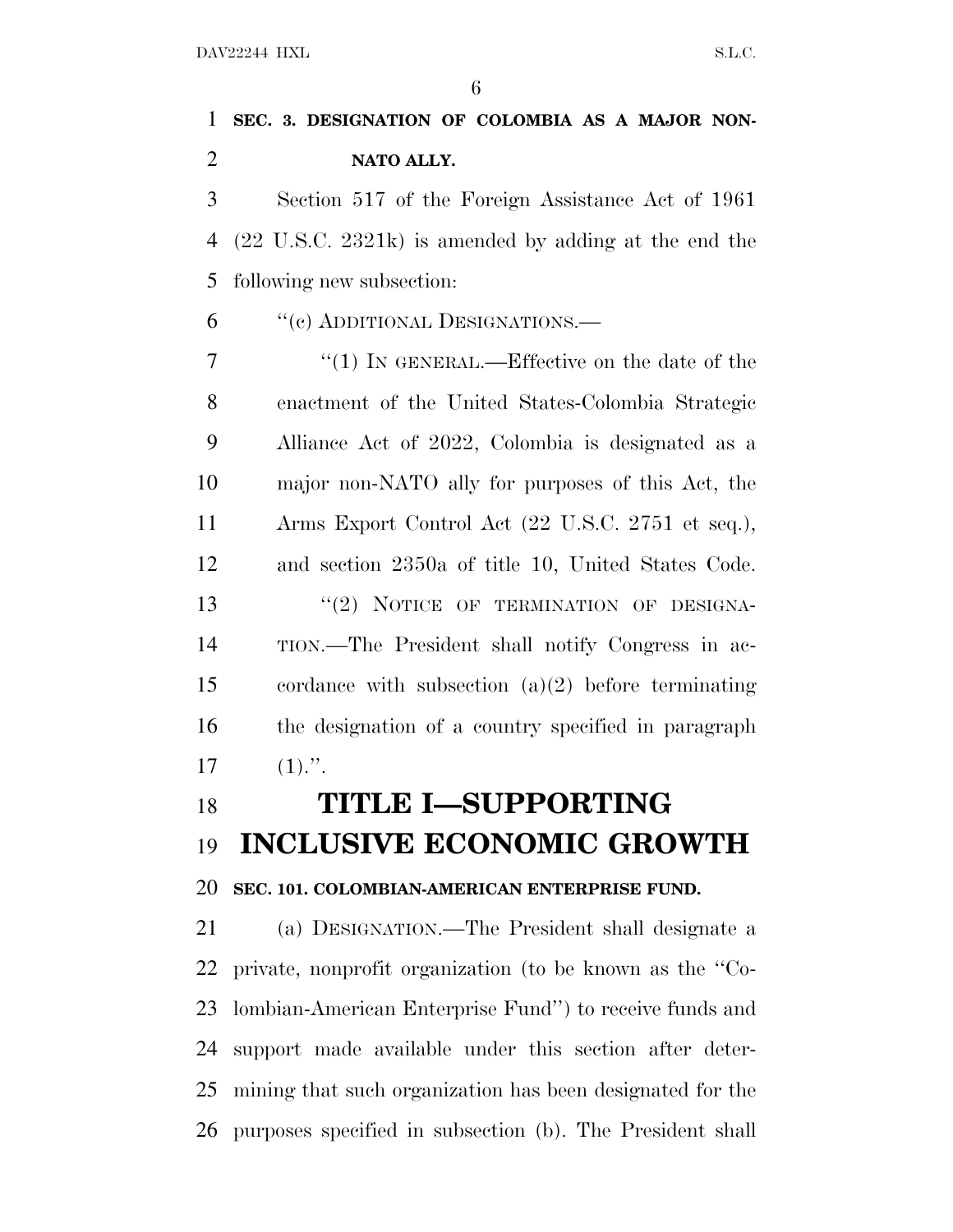**SEC. 3. DESIGNATION OF COLOMBIA AS A MAJOR NON-NATO ALLY.**

Section 517 of the Foreign Assistance Act of 1961 (22 U.S.C. 2321k) is amended by adding at the end the following new subsection:

''(c) ADDITIONAL DESIGNATIONS.—

''(1) IN GENERAL.—Effective on the date of the enactment of the United States-Colombia Strategic Alliance Act of 2022, Colombia is designated as a major non-NATO ally for purposes of this Act, the Arms Export Control Act (22 U.S.C. 2751 et seq.), and section 2350a of title 10, United States Code.

''(2) NOTICE OF TERMINATION OF DESIGNATION.—The President shall notify Congress in accordance with subsection (a)(2) before terminating the designation of a country specified in paragraph (1).''.

# TITLE I—SUPPORTING INCLUSIVE ECONOMIC GROWTH

**SEC. 101. COLOMBIAN-AMERICAN ENTERPRISE FUND.**

(a) DESIGNATION.—The President shall designate a private, nonprofit organization (to be known as the ''Colombian-American Enterprise Fund'') to receive funds and support made available under this section after determining that such organization has been designated for the purposes specified in subsection (b). The President shall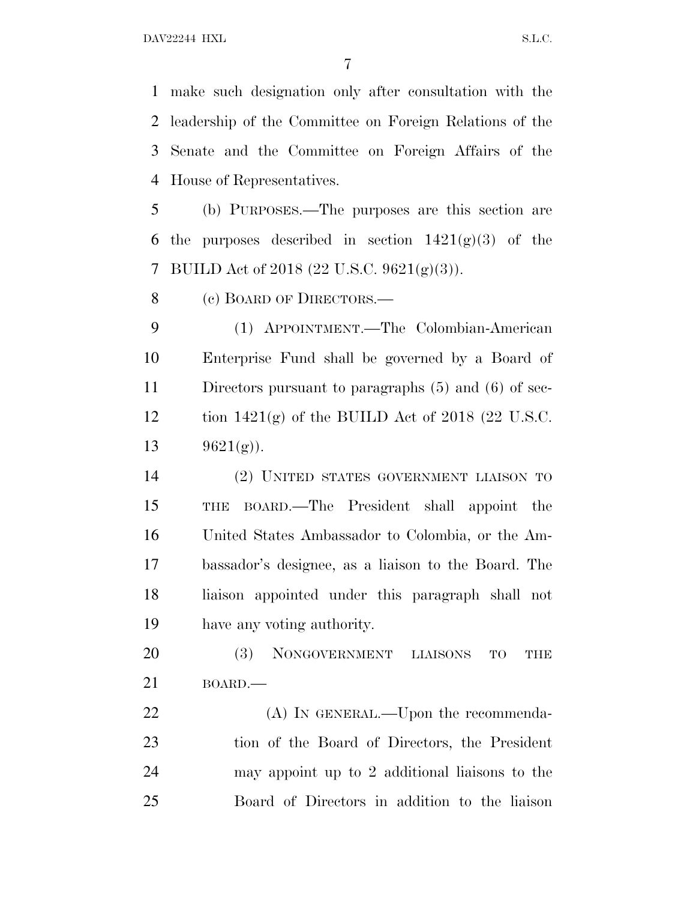make such designation only after consultation with the leadership of the Committee on Foreign Relations of the Senate and the Committee on Foreign Affairs of the House of Representatives.

(b) PURPOSES.—The purposes are this section are the purposes described in section 1421(g)(3) of the BUILD Act of 2018 (22 U.S.C. 9621(g)(3)).

(c) BOARD OF DIRECTORS.—

(1) APPOINTMENT.—The Colombian-American Enterprise Fund shall be governed by a Board of Directors pursuant to paragraphs (5) and (6) of section 1421(g) of the BUILD Act of 2018 (22 U.S.C. 9621(g)).

(2) UNITED STATES GOVERNMENT LIAISON TO THE BOARD.—The President shall appoint the United States Ambassador to Colombia, or the Ambassador's designee, as a liaison to the Board. The liaison appointed under this paragraph shall not have any voting authority.

(3) NONGOVERNMENT LIAISONS TO THE BOARD.—

(A) IN GENERAL.—Upon the recommendation of the Board of Directors, the President may appoint up to 2 additional liaisons to the Board of Directors in addition to the liaison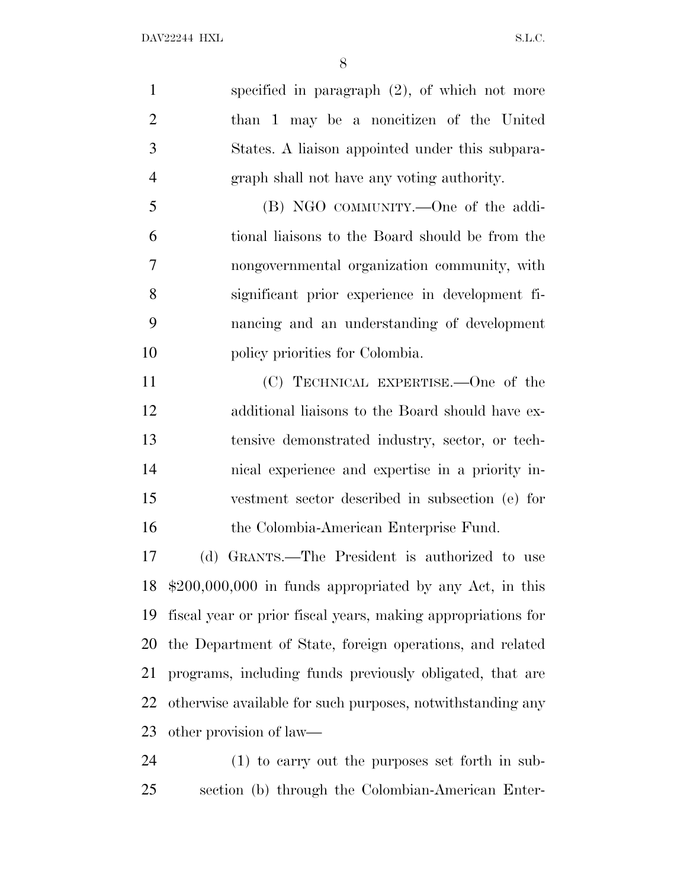specified in paragraph (2), of which not more than 1 may be a noncitizen of the United States. A liaison appointed under this subparagraph shall not have any voting authority.

(B) NGO COMMUNITY.—One of the additional liaisons to the Board should be from the nongovernmental organization community, with significant prior experience in development financing and an understanding of development policy priorities for Colombia.

(C) TECHNICAL EXPERTISE.—One of the additional liaisons to the Board should have extensive demonstrated industry, sector, or technical experience and expertise in a priority investment sector described in subsection (e) for the Colombia-American Enterprise Fund.

(d) GRANTS.—The President is authorized to use $200,000,000 in funds appropriated by any Act, in this fiscal year or prior fiscal years, making appropriations for the Department of State, foreign operations, and related programs, including funds previously obligated, that are otherwise available for such purposes, notwithstanding any other provision of law—

(1) to carry out the purposes set forth in subsection (b) through the Colombian-American Enter-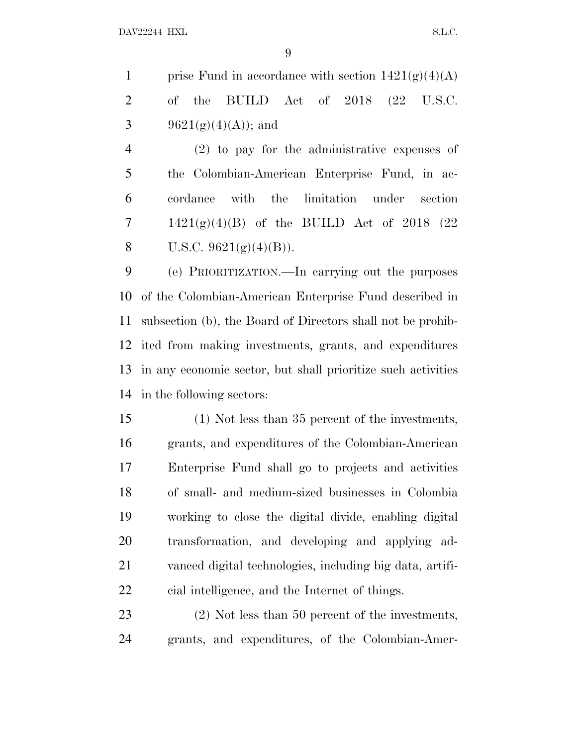prise Fund in accordance with section 1421(g)(4)(A) of the BUILD Act of 2018 (22 U.S.C. 9621(g)(4)(A)); and

(2) to pay for the administrative expenses of the Colombian-American Enterprise Fund, in accordance with the limitation under section 1421(g)(4)(B) of the BUILD Act of 2018 (22 U.S.C. 9621(g)(4)(B)).

(e) PRIORITIZATION.—In carrying out the purposes of the Colombian-American Enterprise Fund described in subsection (b), the Board of Directors shall not be prohibited from making investments, grants, and expenditures in any economic sector, but shall prioritize such activities in the following sectors:

(1) Not less than 35 percent of the investments, grants, and expenditures of the Colombian-American Enterprise Fund shall go to projects and activities of small- and medium-sized businesses in Colombia working to close the digital divide, enabling digital transformation, and developing and applying advanced digital technologies, including big data, artificial intelligence, and the Internet of things.

(2) Not less than 50 percent of the investments, grants, and expenditures, of the Colombian-Amer-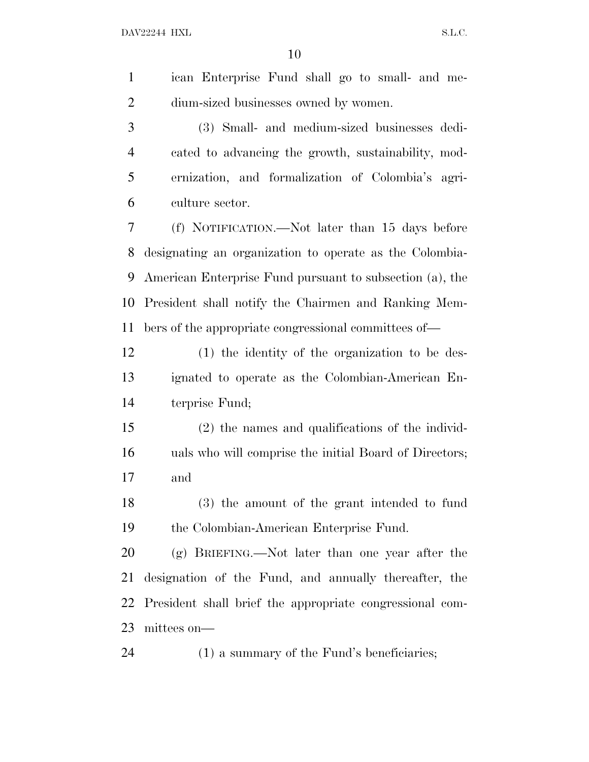ican Enterprise Fund shall go to small- and medium-sized businesses owned by women.

(3) Small- and medium-sized businesses dedicated to advancing the growth, sustainability, modernization, and formalization of Colombia's agriculture sector.

(f) NOTIFICATION.—Not later than 15 days before designating an organization to operate as the Colombia-American Enterprise Fund pursuant to subsection (a), the President shall notify the Chairmen and Ranking Members of the appropriate congressional committees of—

(1) the identity of the organization to be designated to operate as the Colombian-American Enterprise Fund;

(2) the names and qualifications of the individuals who will comprise the initial Board of Directors; and

(3) the amount of the grant intended to fund the Colombian-American Enterprise Fund.

(g) BRIEFING.—Not later than one year after the designation of the Fund, and annually thereafter, the President shall brief the appropriate congressional committees on—

(1) a summary of the Fund's beneficiaries;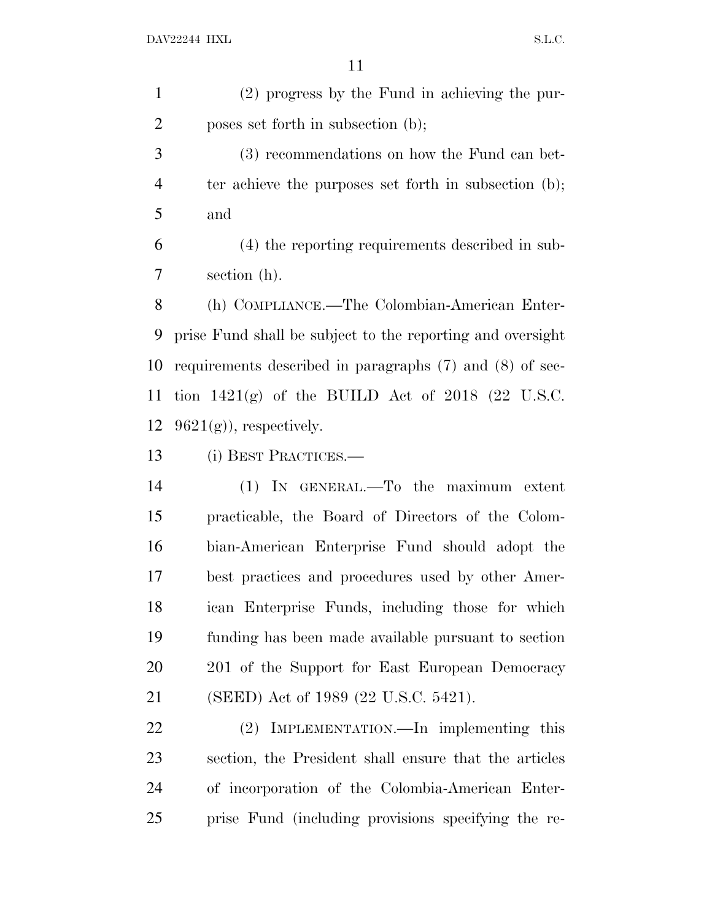(2) progress by the Fund in achieving the purposes set forth in subsection (b);

(3) recommendations on how the Fund can better achieve the purposes set forth in subsection (b); and

(4) the reporting requirements described in subsection (h).

(h) COMPLIANCE.—The Colombian-American Enterprise Fund shall be subject to the reporting and oversight requirements described in paragraphs (7) and (8) of section 1421(g) of the BUILD Act of 2018 (22 U.S.C. 9621(g)), respectively.

(i) BEST PRACTICES.—

(1) IN GENERAL.—To the maximum extent practicable, the Board of Directors of the Colombian-American Enterprise Fund should adopt the best practices and procedures used by other American Enterprise Funds, including those for which funding has been made available pursuant to section 201 of the Support for East European Democracy (SEED) Act of 1989 (22 U.S.C. 5421).

(2) IMPLEMENTATION.—In implementing this section, the President shall ensure that the articles of incorporation of the Colombia-American Enterprise Fund (including provisions specifying the re-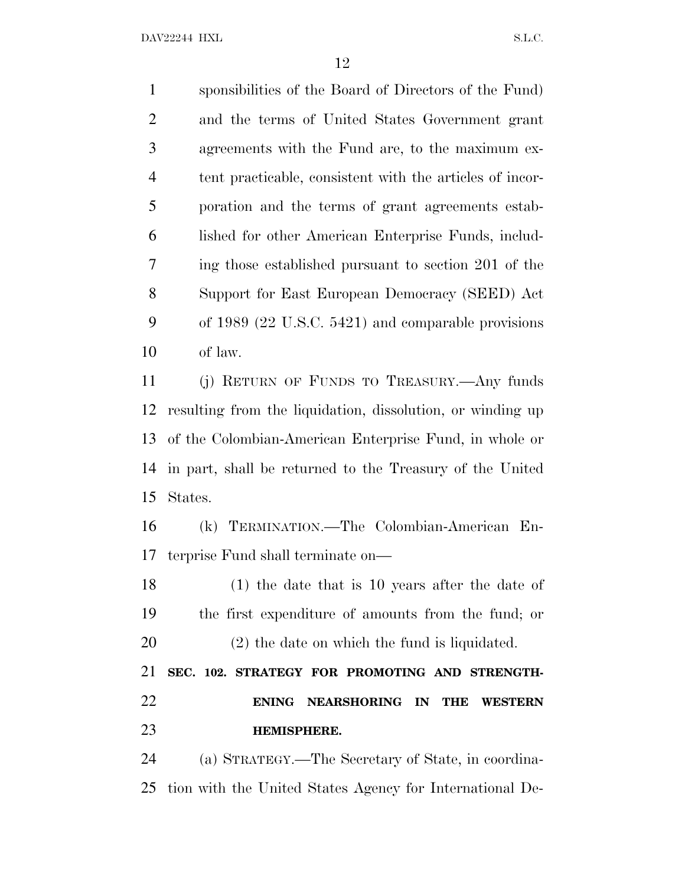sponsibilities of the Board of Directors of the Fund) and the terms of United States Government grant agreements with the Fund are, to the maximum extent practicable, consistent with the articles of incorporation and the terms of grant agreements established for other American Enterprise Funds, including those established pursuant to section 201 of the Support for East European Democracy (SEED) Act of 1989 (22 U.S.C. 5421) and comparable provisions of law.

(j) RETURN OF FUNDS TO TREASURY.—Any funds resulting from the liquidation, dissolution, or winding up of the Colombian-American Enterprise Fund, in whole or in part, shall be returned to the Treasury of the United States.

(k) TERMINATION.—The Colombian-American Enterprise Fund shall terminate on—

(1) the date that is 10 years after the date of the first expenditure of amounts from the fund; or

(2) the date on which the fund is liquidated.

**SEC. 102. STRATEGY FOR PROMOTING AND STRENGTHENING NEARSHORING IN THE WESTERN HEMISPHERE.**

(a) STRATEGY.—The Secretary of State, in coordination with the United States Agency for International De-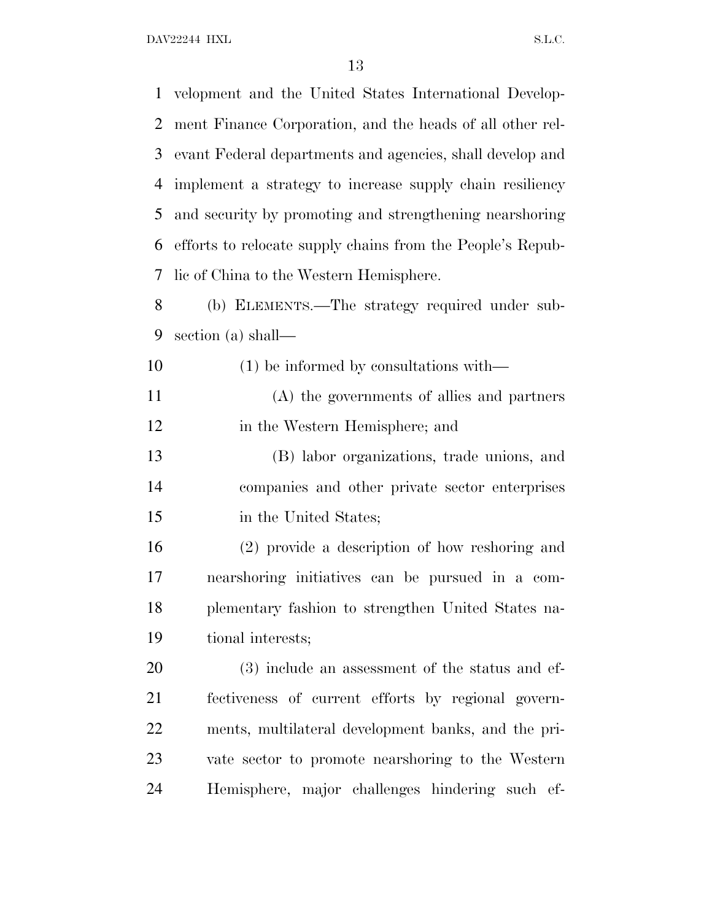velopment and the United States International Development Finance Corporation, and the heads of all other relevant Federal departments and agencies, shall develop and implement a strategy to increase supply chain resiliency and security by promoting and strengthening nearshoring efforts to relocate supply chains from the People's Republic of China to the Western Hemisphere.

(b) ELEMENTS.—The strategy required under subsection (a) shall—

(1) be informed by consultations with—

(A) the governments of allies and partners in the Western Hemisphere; and

(B) labor organizations, trade unions, and companies and other private sector enterprises in the United States;

(2) provide a description of how reshoring and nearshoring initiatives can be pursued in a complementary fashion to strengthen United States national interests;

(3) include an assessment of the status and effectiveness of current efforts by regional governments, multilateral development banks, and the private sector to promote nearshoring to the Western Hemisphere, major challenges hindering such ef-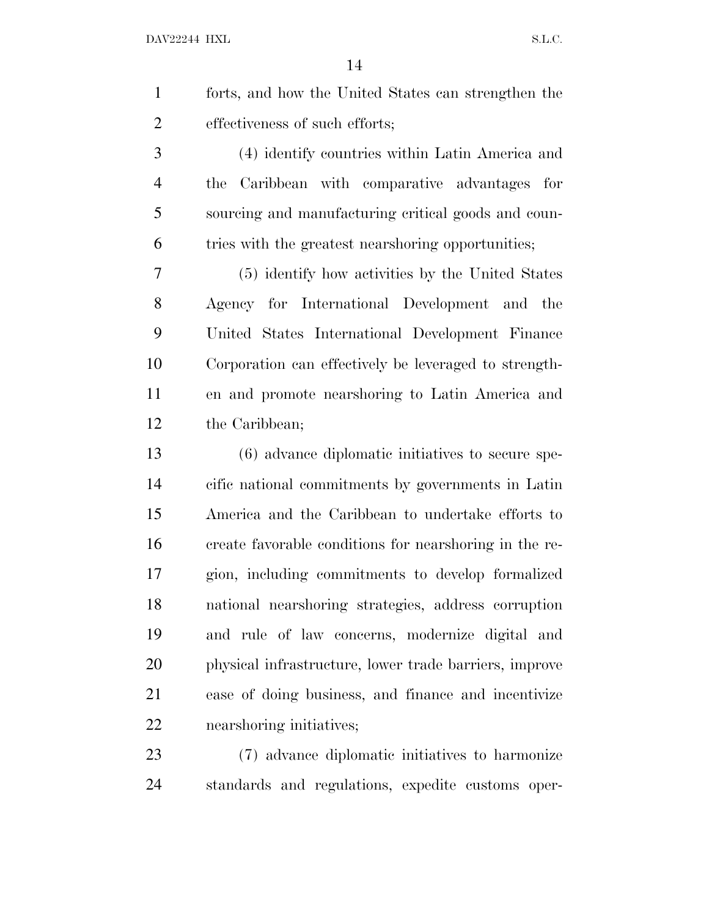forts, and how the United States can strengthen the effectiveness of such efforts;

(4) identify countries within Latin America and the Caribbean with comparative advantages for sourcing and manufacturing critical goods and countries with the greatest nearshoring opportunities;

(5) identify how activities by the United States Agency for International Development and the United States International Development Finance Corporation can effectively be leveraged to strengthen and promote nearshoring to Latin America and the Caribbean;

(6) advance diplomatic initiatives to secure specific national commitments by governments in Latin America and the Caribbean to undertake efforts to create favorable conditions for nearshoring in the region, including commitments to develop formalized national nearshoring strategies, address corruption and rule of law concerns, modernize digital and physical infrastructure, lower trade barriers, improve ease of doing business, and finance and incentivize nearshoring initiatives;

(7) advance diplomatic initiatives to harmonize standards and regulations, expedite customs oper-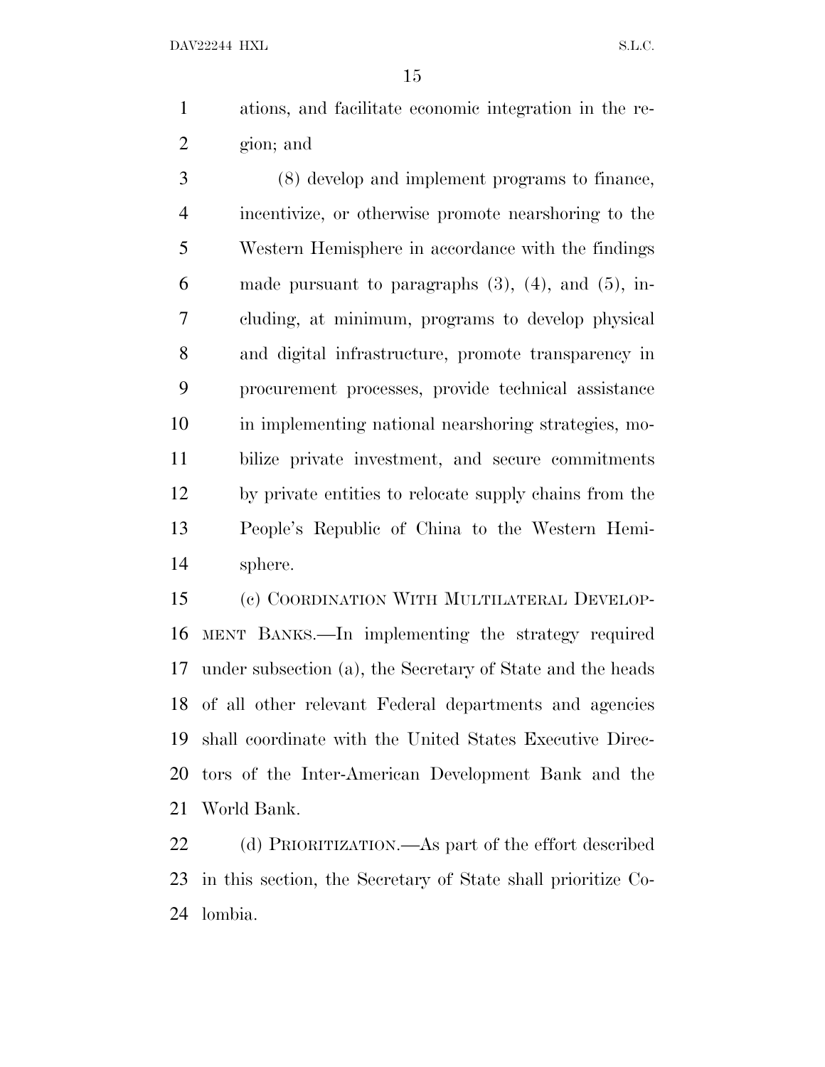ations, and facilitate economic integration in the region; and

(8) develop and implement programs to finance, incentivize, or otherwise promote nearshoring to the Western Hemisphere in accordance with the findings made pursuant to paragraphs (3), (4), and (5), including, at minimum, programs to develop physical and digital infrastructure, promote transparency in procurement processes, provide technical assistance in implementing national nearshoring strategies, mobilize private investment, and secure commitments by private entities to relocate supply chains from the People's Republic of China to the Western Hemisphere.

(c) COORDINATION WITH MULTILATERAL DEVELOPMENT BANKS.—In implementing the strategy required under subsection (a), the Secretary of State and the heads of all other relevant Federal departments and agencies shall coordinate with the United States Executive Directors of the Inter-American Development Bank and the World Bank.

(d) PRIORITIZATION.—As part of the effort described in this section, the Secretary of State shall prioritize Colombia.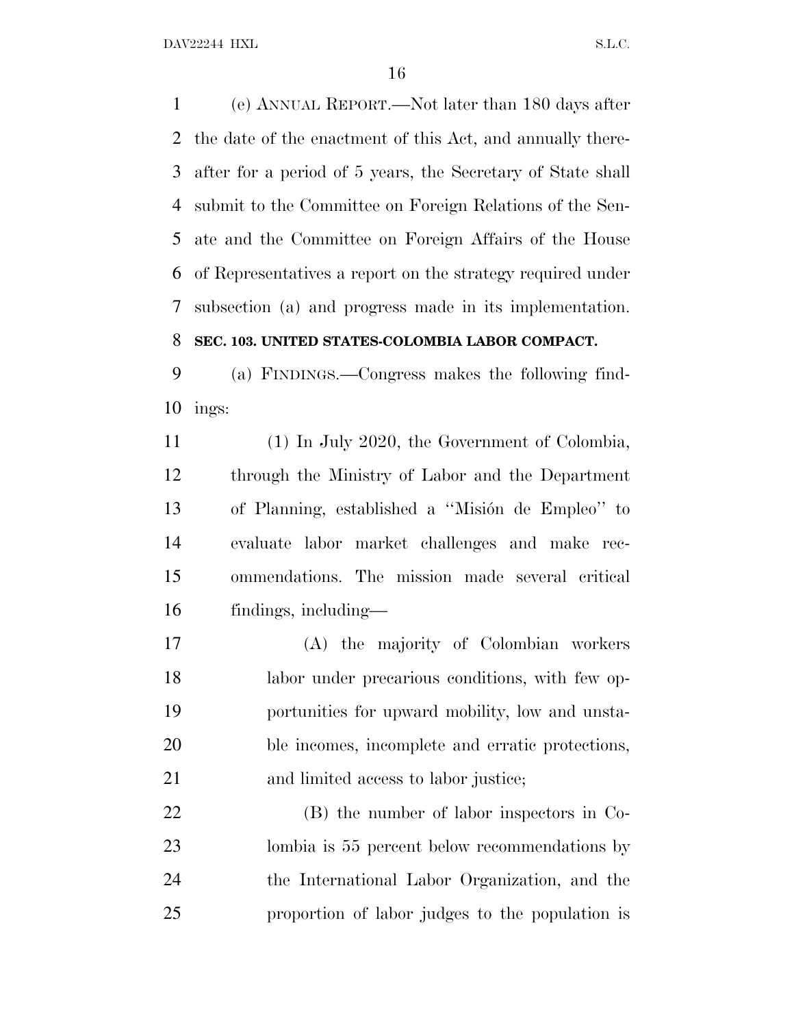(e) ANNUAL REPORT.—Not later than 180 days after the date of the enactment of this Act, and annually thereafter for a period of 5 years, the Secretary of State shall submit to the Committee on Foreign Relations of the Senate and the Committee on Foreign Affairs of the House of Representatives a report on the strategy required under subsection (a) and progress made in its implementation.

**SEC. 103. UNITED STATES-COLOMBIA LABOR COMPACT.**

(a) FINDINGS.—Congress makes the following findings:

(1) In July 2020, the Government of Colombia, through the Ministry of Labor and the Department of Planning, established a ''Misión de Empleo'' to evaluate labor market challenges and make recommendations. The mission made several critical findings, including—

(A) the majority of Colombian workers labor under precarious conditions, with few opportunities for upward mobility, low and unstable incomes, incomplete and erratic protections, and limited access to labor justice;

(B) the number of labor inspectors in Colombia is 55 percent below recommendations by the International Labor Organization, and the proportion of labor judges to the population is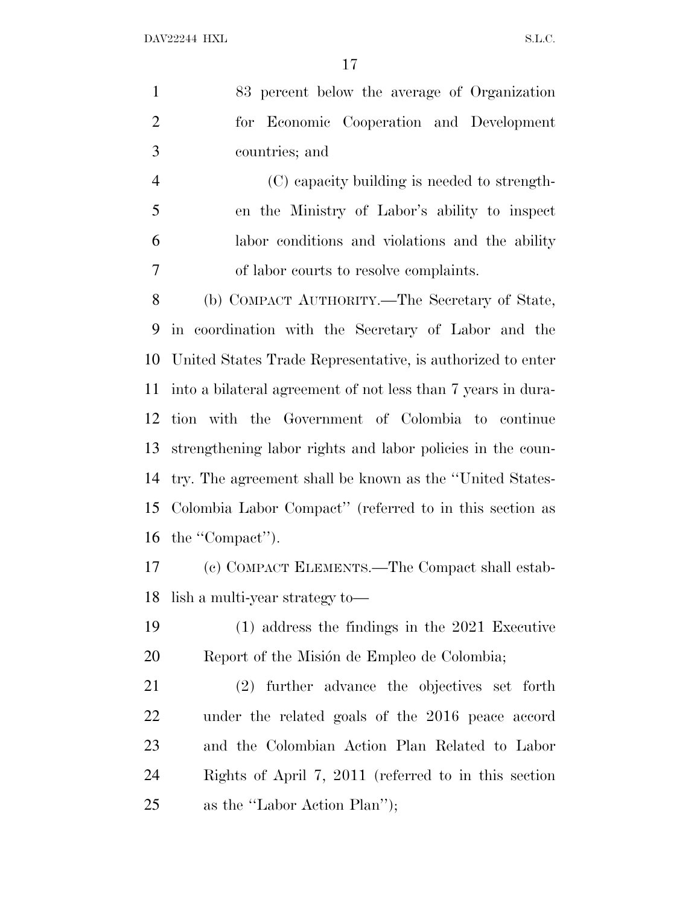83 percent below the average of Organization for Economic Cooperation and Development countries; and

(C) capacity building is needed to strengthen the Ministry of Labor's ability to inspect labor conditions and violations and the ability of labor courts to resolve complaints.

(b) COMPACT AUTHORITY.—The Secretary of State, in coordination with the Secretary of Labor and the United States Trade Representative, is authorized to enter into a bilateral agreement of not less than 7 years in duration with the Government of Colombia to continue strengthening labor rights and labor policies in the country. The agreement shall be known as the ''United States-Colombia Labor Compact'' (referred to in this section as the ''Compact'').

(c) COMPACT ELEMENTS.—The Compact shall establish a multi-year strategy to—

(1) address the findings in the 2021 Executive Report of the Misión de Empleo de Colombia;

(2) further advance the objectives set forth under the related goals of the 2016 peace accord and the Colombian Action Plan Related to Labor Rights of April 7, 2011 (referred to in this section as the ''Labor Action Plan'');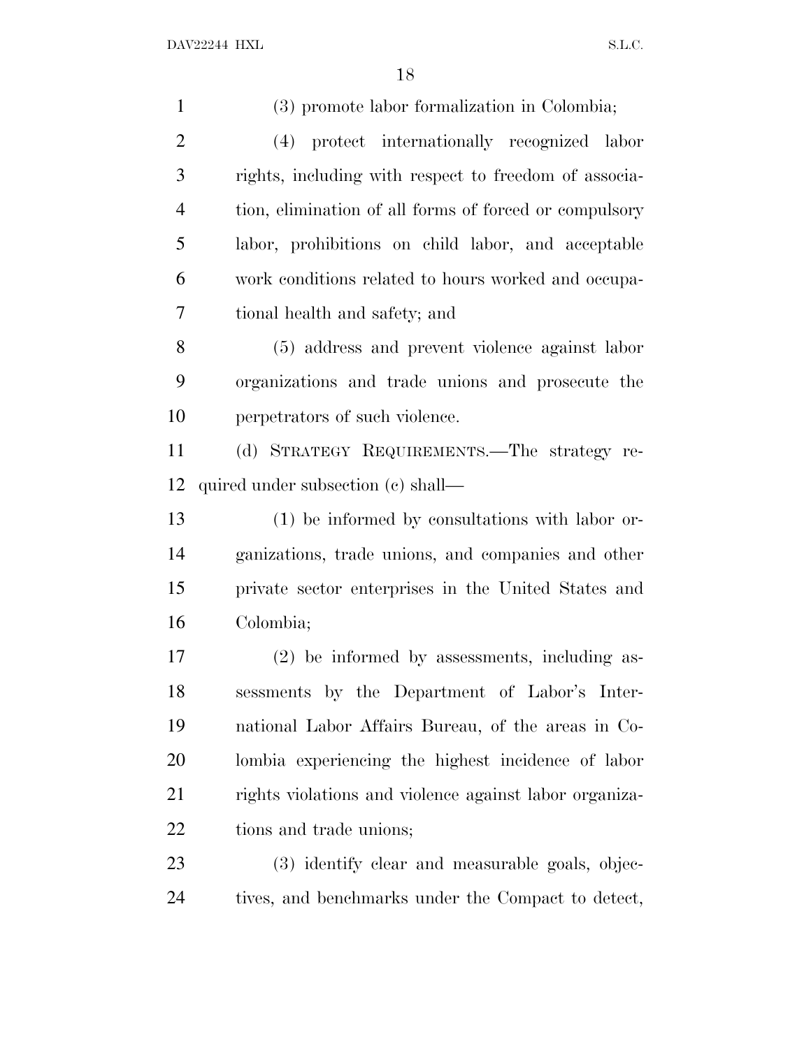(3) promote labor formalization in Colombia;

(4) protect internationally recognized labor rights, including with respect to freedom of association, elimination of all forms of forced or compulsory labor, prohibitions on child labor, and acceptable work conditions related to hours worked and occupational health and safety; and

(5) address and prevent violence against labor organizations and trade unions and prosecute the perpetrators of such violence.

(d) STRATEGY REQUIREMENTS.—The strategy required under subsection (c) shall—

(1) be informed by consultations with labor organizations, trade unions, and companies and other private sector enterprises in the United States and Colombia;

(2) be informed by assessments, including assessments by the Department of Labor's International Labor Affairs Bureau, of the areas in Colombia experiencing the highest incidence of labor rights violations and violence against labor organizations and trade unions;

(3) identify clear and measurable goals, objectives, and benchmarks under the Compact to detect,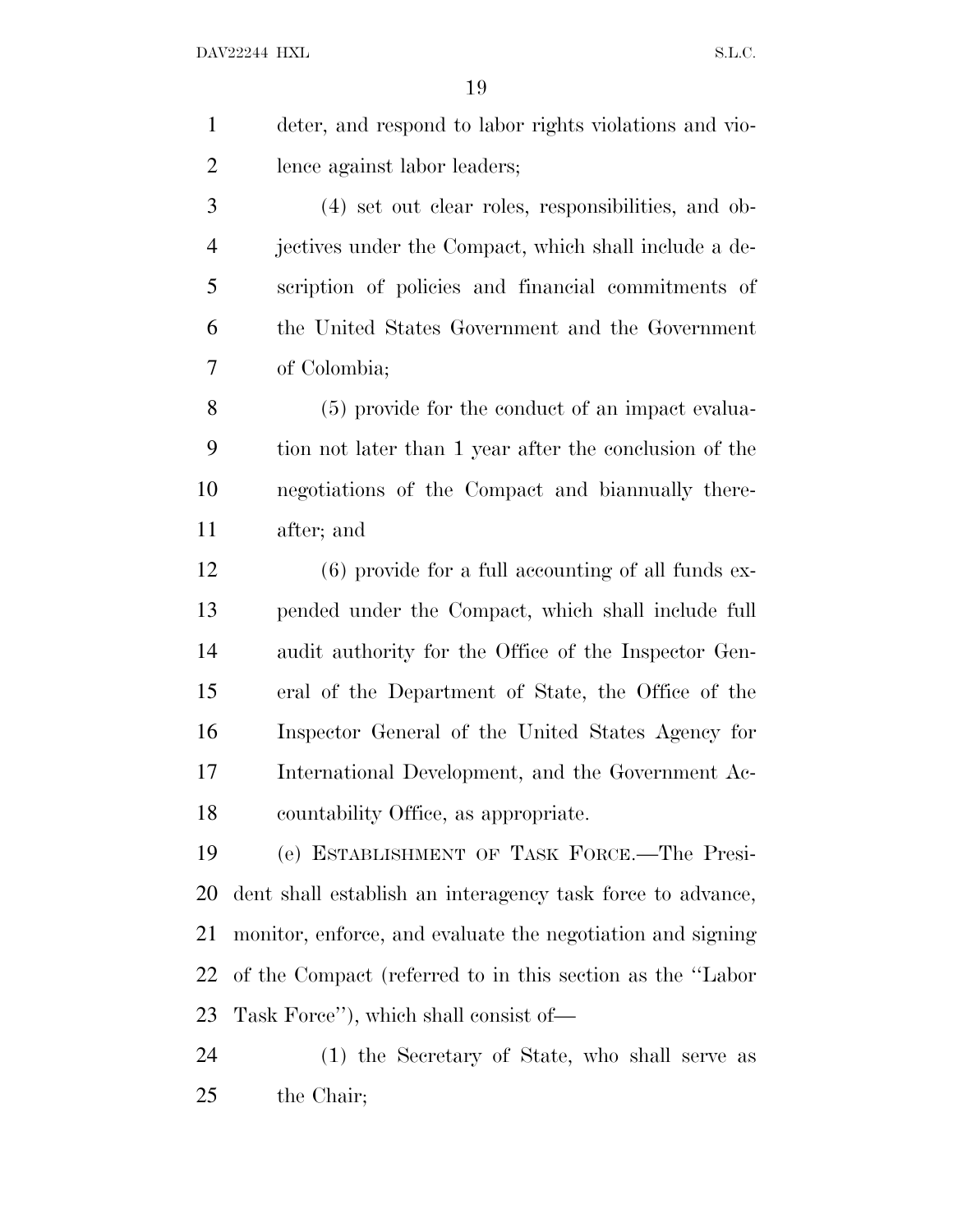deter, and respond to labor rights violations and violence against labor leaders;

(4) set out clear roles, responsibilities, and objectives under the Compact, which shall include a description of policies and financial commitments of the United States Government and the Government of Colombia;

(5) provide for the conduct of an impact evaluation not later than 1 year after the conclusion of the negotiations of the Compact and biannually thereafter; and

(6) provide for a full accounting of all funds expended under the Compact, which shall include full audit authority for the Office of the Inspector General of the Department of State, the Office of the Inspector General of the United States Agency for International Development, and the Government Accountability Office, as appropriate.

(e) ESTABLISHMENT OF TASK FORCE.—The President shall establish an interagency task force to advance, monitor, enforce, and evaluate the negotiation and signing of the Compact (referred to in this section as the ''Labor Task Force''), which shall consist of—

(1) the Secretary of State, who shall serve as the Chair;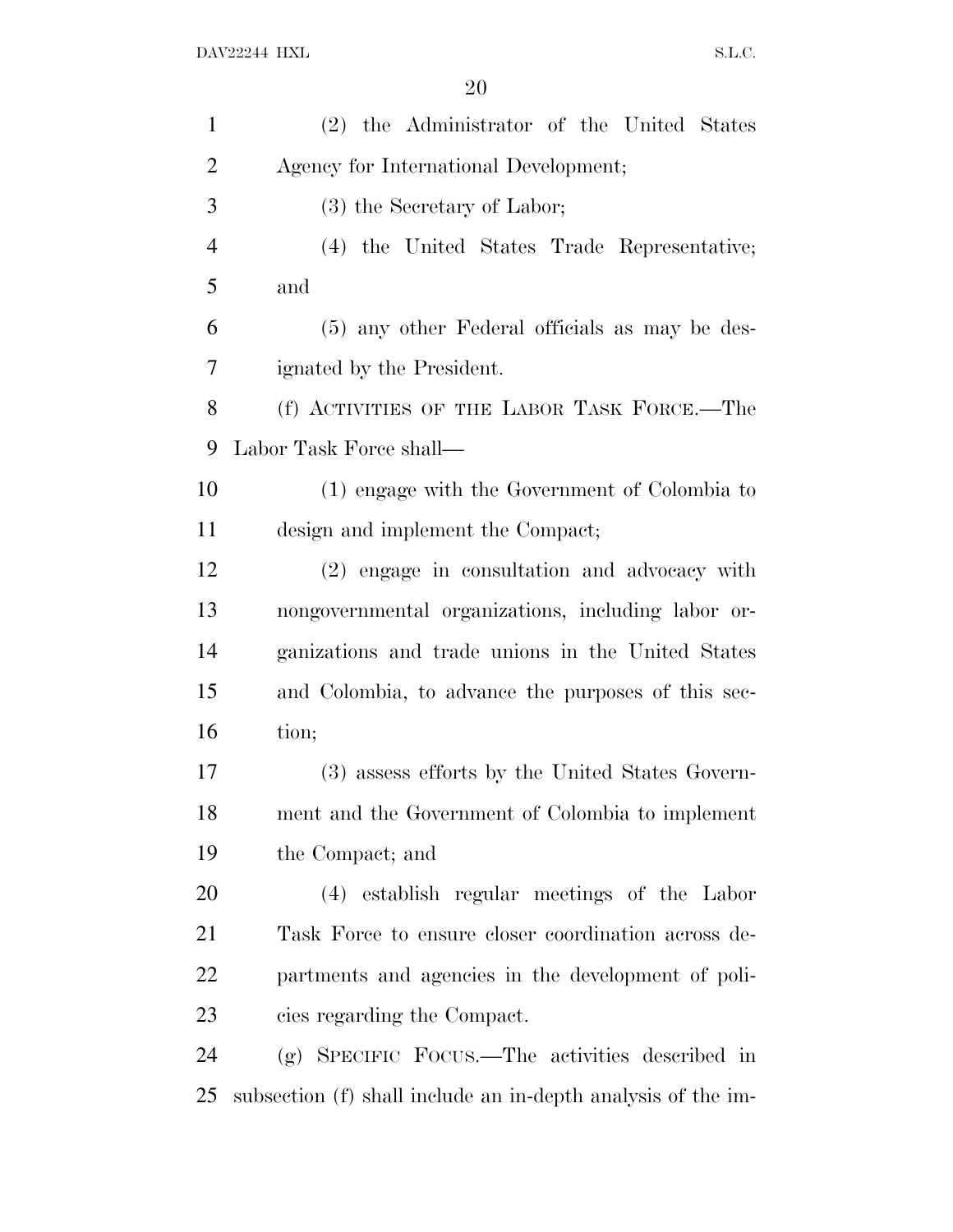(2) the Administrator of the United States Agency for International Development;

(3) the Secretary of Labor;

(4) the United States Trade Representative; and

(5) any other Federal officials as may be designated by the President.

(f) ACTIVITIES OF THE LABOR TASK FORCE.—The Labor Task Force shall—

(1) engage with the Government of Colombia to design and implement the Compact;

(2) engage in consultation and advocacy with nongovernmental organizations, including labor organizations and trade unions in the United States and Colombia, to advance the purposes of this section;

(3) assess efforts by the United States Government and the Government of Colombia to implement the Compact; and

(4) establish regular meetings of the Labor Task Force to ensure closer coordination across departments and agencies in the development of policies regarding the Compact.

(g) SPECIFIC FOCUS.—The activities described in subsection (f) shall include an in-depth analysis of the im-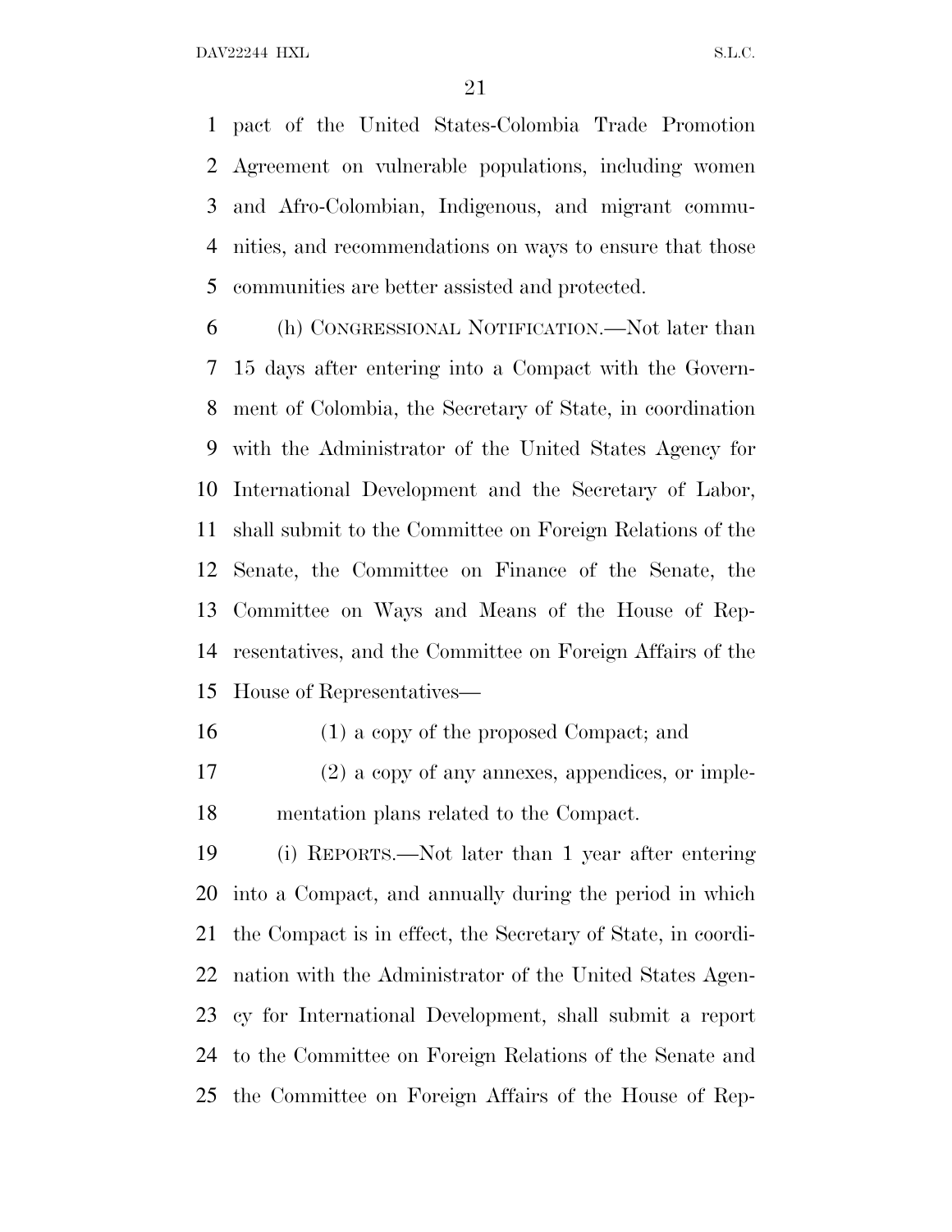pact of the United States-Colombia Trade Promotion Agreement on vulnerable populations, including women and Afro-Colombian, Indigenous, and migrant communities, and recommendations on ways to ensure that those communities are better assisted and protected.

(h) CONGRESSIONAL NOTIFICATION.—Not later than 15 days after entering into a Compact with the Government of Colombia, the Secretary of State, in coordination with the Administrator of the United States Agency for International Development and the Secretary of Labor, shall submit to the Committee on Foreign Relations of the Senate, the Committee on Finance of the Senate, the Committee on Ways and Means of the House of Representatives, and the Committee on Foreign Affairs of the House of Representatives—

(1) a copy of the proposed Compact; and

(2) a copy of any annexes, appendices, or implementation plans related to the Compact.

(i) REPORTS.—Not later than 1 year after entering into a Compact, and annually during the period in which the Compact is in effect, the Secretary of State, in coordination with the Administrator of the United States Agency for International Development, shall submit a report to the Committee on Foreign Relations of the Senate and the Committee on Foreign Affairs of the House of Rep-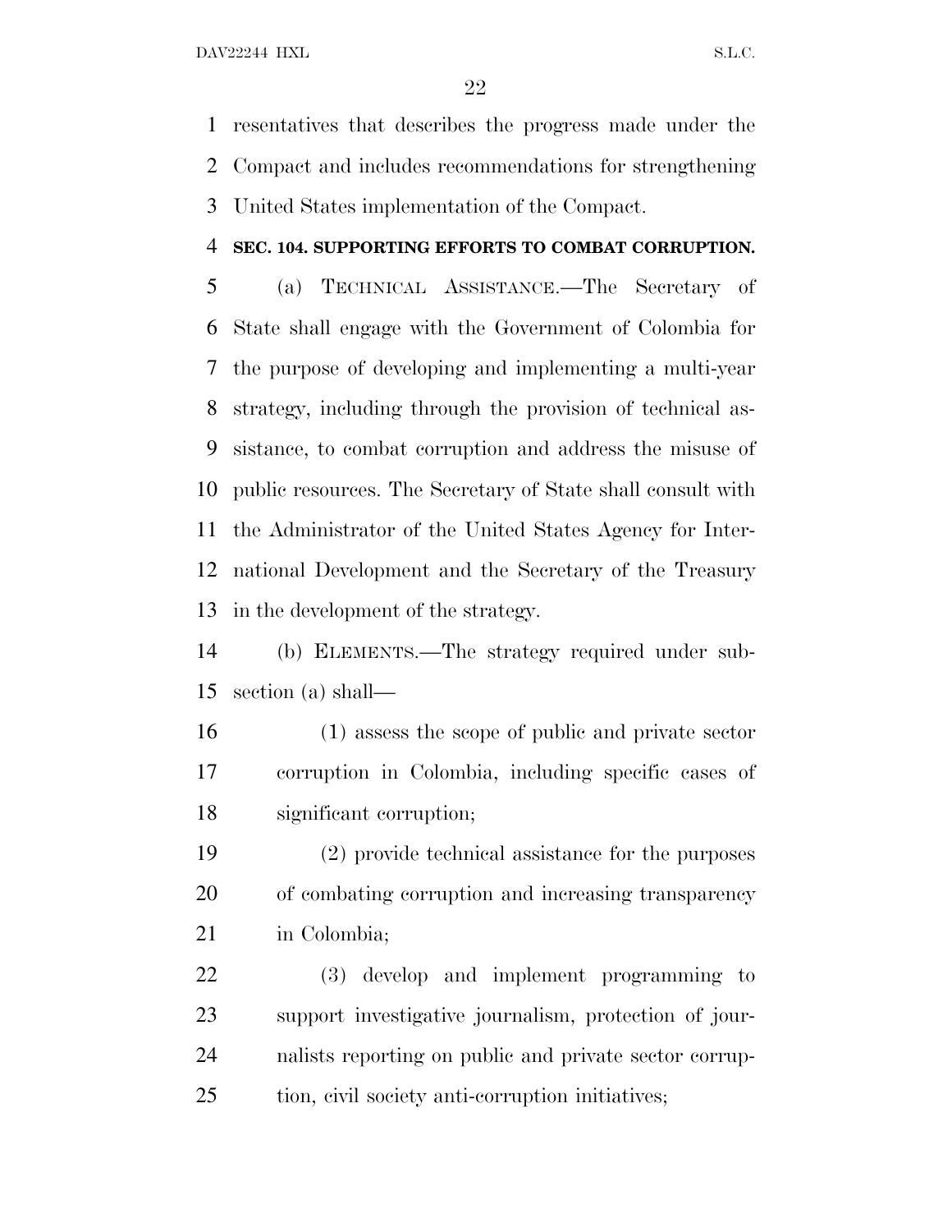resentatives that describes the progress made under the Compact and includes recommendations for strengthening United States implementation of the Compact.

**SEC. 104. SUPPORTING EFFORTS TO COMBAT CORRUPTION.**

(a) TECHNICAL ASSISTANCE.—The Secretary of State shall engage with the Government of Colombia for the purpose of developing and implementing a multi-year strategy, including through the provision of technical assistance, to combat corruption and address the misuse of public resources. The Secretary of State shall consult with the Administrator of the United States Agency for International Development and the Secretary of the Treasury in the development of the strategy.

(b) ELEMENTS.—The strategy required under subsection (a) shall—

(1) assess the scope of public and private sector corruption in Colombia, including specific cases of significant corruption;

(2) provide technical assistance for the purposes of combating corruption and increasing transparency in Colombia;

(3) develop and implement programming to support investigative journalism, protection of journalists reporting on public and private sector corruption, civil society anti-corruption initiatives;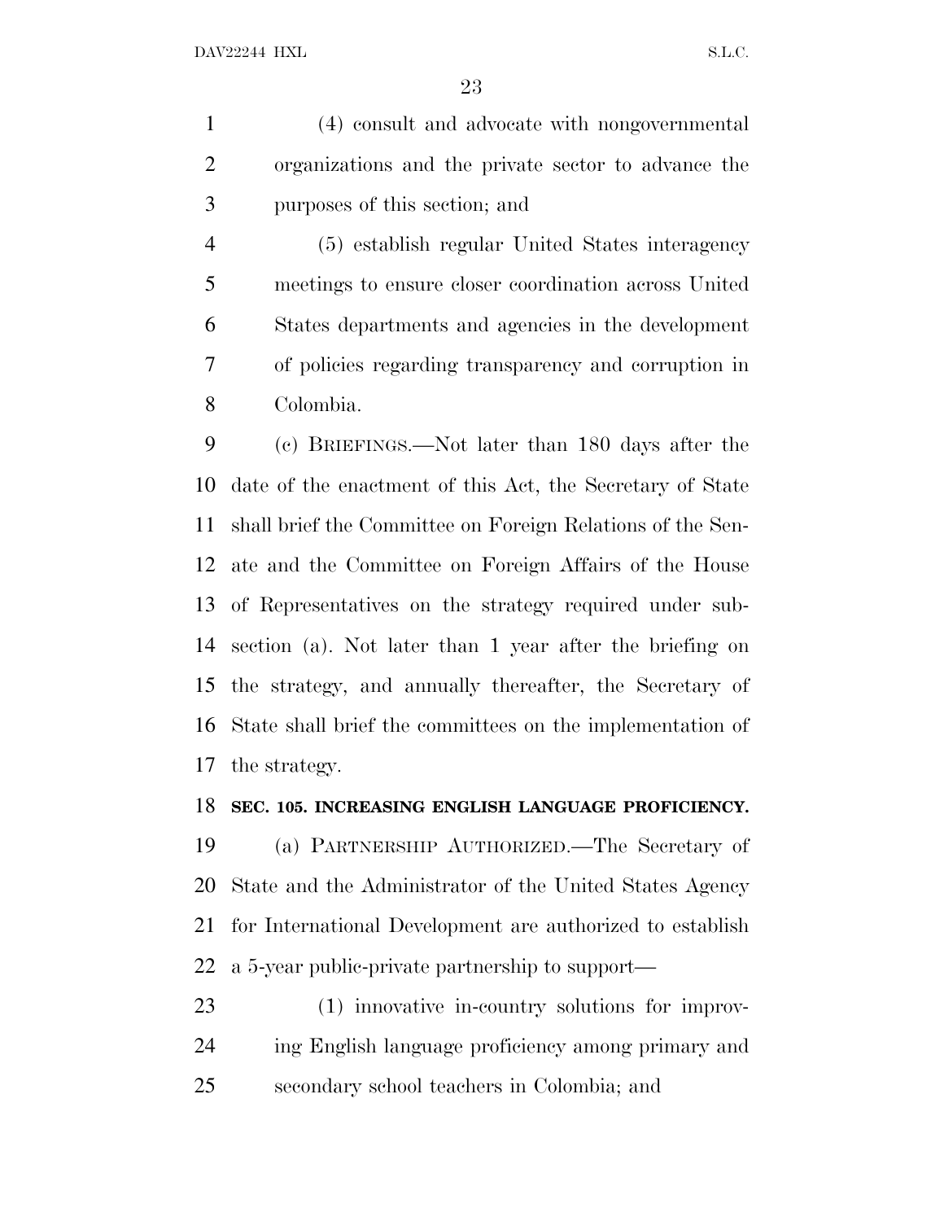(4) consult and advocate with nongovernmental organizations and the private sector to advance the purposes of this section; and

(5) establish regular United States interagency meetings to ensure closer coordination across United States departments and agencies in the development of policies regarding transparency and corruption in Colombia.

(c) BRIEFINGS.—Not later than 180 days after the date of the enactment of this Act, the Secretary of State shall brief the Committee on Foreign Relations of the Senate and the Committee on Foreign Affairs of the House of Representatives on the strategy required under subsection (a). Not later than 1 year after the briefing on the strategy, and annually thereafter, the Secretary of State shall brief the committees on the implementation of the strategy.

**SEC. 105. INCREASING ENGLISH LANGUAGE PROFICIENCY.**

(a) PARTNERSHIP AUTHORIZED.—The Secretary of State and the Administrator of the United States Agency for International Development are authorized to establish a 5-year public-private partnership to support—

(1) innovative in-country solutions for improving English language proficiency among primary and secondary school teachers in Colombia; and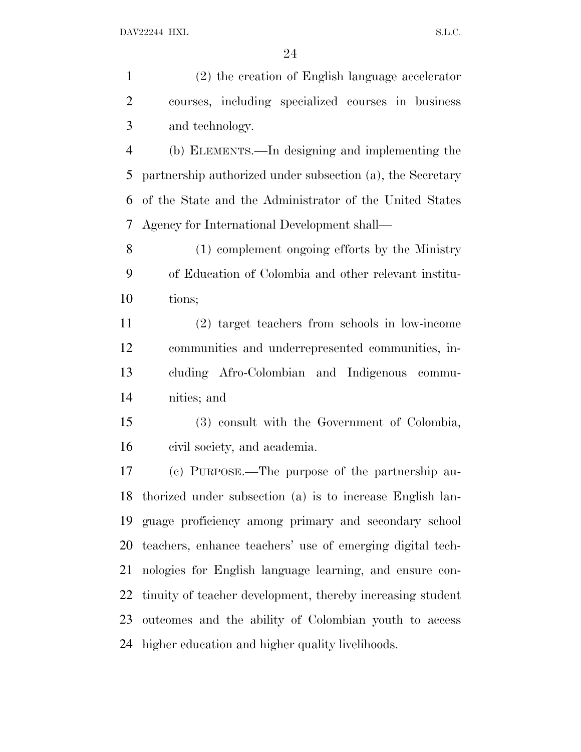(2) the creation of English language accelerator courses, including specialized courses in business and technology.

(b) ELEMENTS.—In designing and implementing the partnership authorized under subsection (a), the Secretary of the State and the Administrator of the United States Agency for International Development shall—

(1) complement ongoing efforts by the Ministry of Education of Colombia and other relevant institutions;

(2) target teachers from schools in low-income communities and underrepresented communities, including Afro-Colombian and Indigenous communities; and

(3) consult with the Government of Colombia, civil society, and academia.

(c) PURPOSE.—The purpose of the partnership authorized under subsection (a) is to increase English language proficiency among primary and secondary school teachers, enhance teachers' use of emerging digital technologies for English language learning, and ensure continuity of teacher development, thereby increasing student outcomes and the ability of Colombian youth to access higher education and higher quality livelihoods.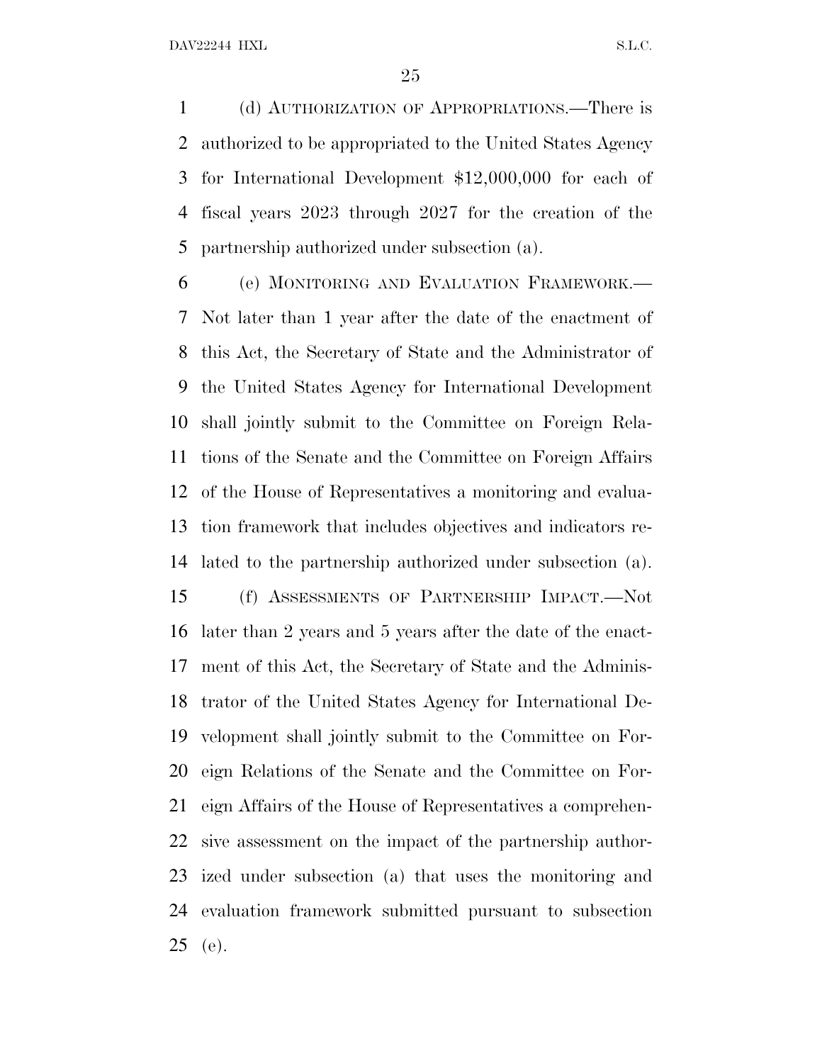(d) AUTHORIZATION OF APPROPRIATIONS.—There is authorized to be appropriated to the United States Agency for International Development $12,000,000 for each of fiscal years 2023 through 2027 for the creation of the partnership authorized under subsection (a).

(e) MONITORING AND EVALUATION FRAMEWORK.—Not later than 1 year after the date of the enactment of this Act, the Secretary of State and the Administrator of the United States Agency for International Development shall jointly submit to the Committee on Foreign Relations of the Senate and the Committee on Foreign Affairs of the House of Representatives a monitoring and evaluation framework that includes objectives and indicators related to the partnership authorized under subsection (a).

(f) ASSESSMENTS OF PARTNERSHIP IMPACT.—Not later than 2 years and 5 years after the date of the enactment of this Act, the Secretary of State and the Administrator of the United States Agency for International Development shall jointly submit to the Committee on Foreign Relations of the Senate and the Committee on Foreign Affairs of the House of Representatives a comprehensive assessment on the impact of the partnership authorized under subsection (a) that uses the monitoring and evaluation framework submitted pursuant to subsection (e).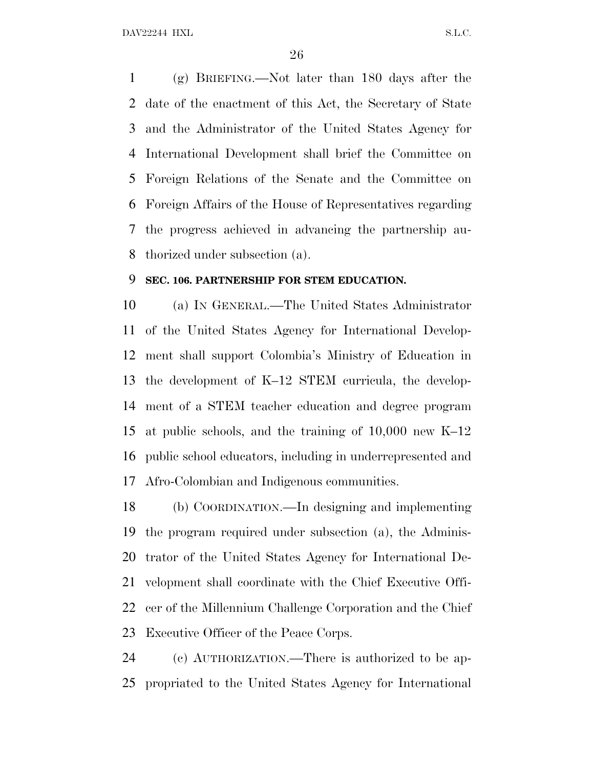(g) BRIEFING.—Not later than 180 days after the date of the enactment of this Act, the Secretary of State and the Administrator of the United States Agency for International Development shall brief the Committee on Foreign Relations of the Senate and the Committee on Foreign Affairs of the House of Representatives regarding the progress achieved in advancing the partnership authorized under subsection (a).

### SEC. 106. PARTNERSHIP FOR STEM EDUCATION.

(a) IN GENERAL.—The United States Administrator of the United States Agency for International Development shall support Colombia's Ministry of Education in the development of K–12 STEM curricula, the development of a STEM teacher education and degree program at public schools, and the training of 10,000 new K–12 public school educators, including in underrepresented and Afro-Colombian and Indigenous communities.

(b) COORDINATION.—In designing and implementing the program required under subsection (a), the Administrator of the United States Agency for International Development shall coordinate with the Chief Executive Officer of the Millennium Challenge Corporation and the Chief Executive Officer of the Peace Corps.

(c) AUTHORIZATION.—There is authorized to be appropriated to the United States Agency for International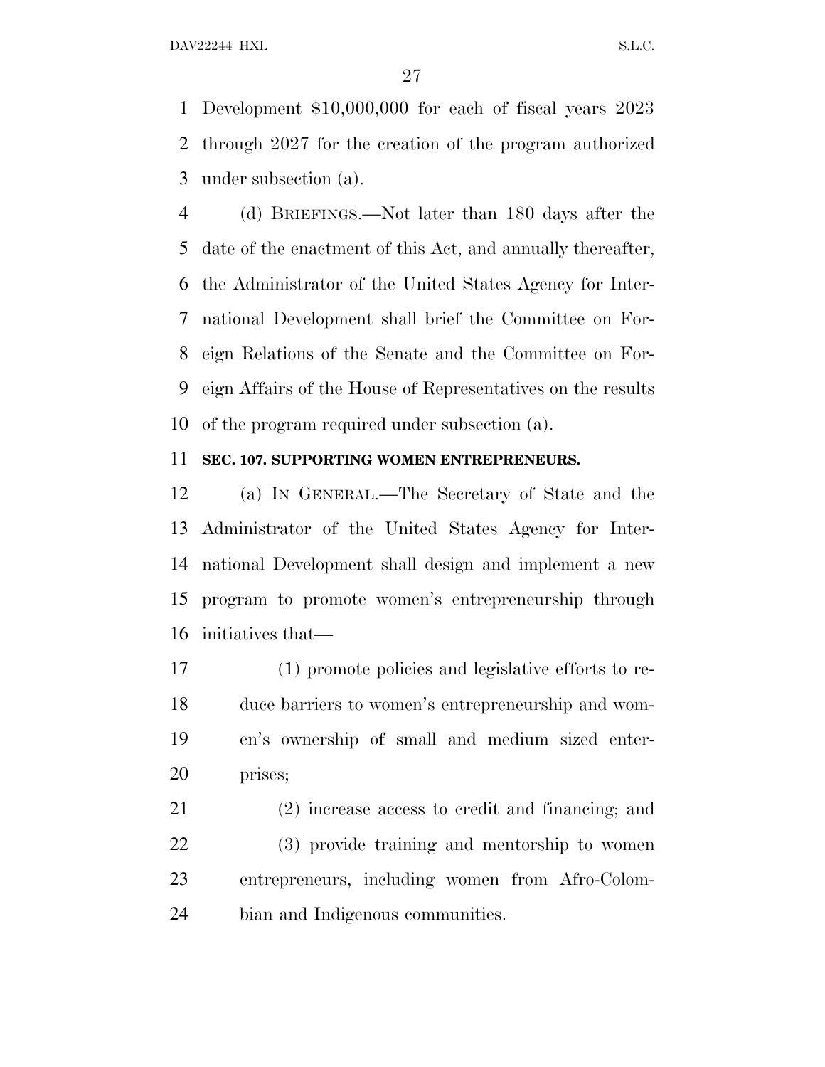Development $10,000,000 for each of fiscal years 2023 through 2027 for the creation of the program authorized under subsection (a).

(d) BRIEFINGS.—Not later than 180 days after the date of the enactment of this Act, and annually thereafter, the Administrator of the United States Agency for International Development shall brief the Committee on Foreign Relations of the Senate and the Committee on Foreign Affairs of the House of Representatives on the results of the program required under subsection (a).

**SEC. 107. SUPPORTING WOMEN ENTREPRENEURS.**

(a) IN GENERAL.—The Secretary of State and the Administrator of the United States Agency for International Development shall design and implement a new program to promote women's entrepreneurship through initiatives that—

(1) promote policies and legislative efforts to reduce barriers to women's entrepreneurship and women's ownership of small and medium sized enterprises;

(2) increase access to credit and financing; and

(3) provide training and mentorship to women entrepreneurs, including women from Afro-Colombian and Indigenous communities.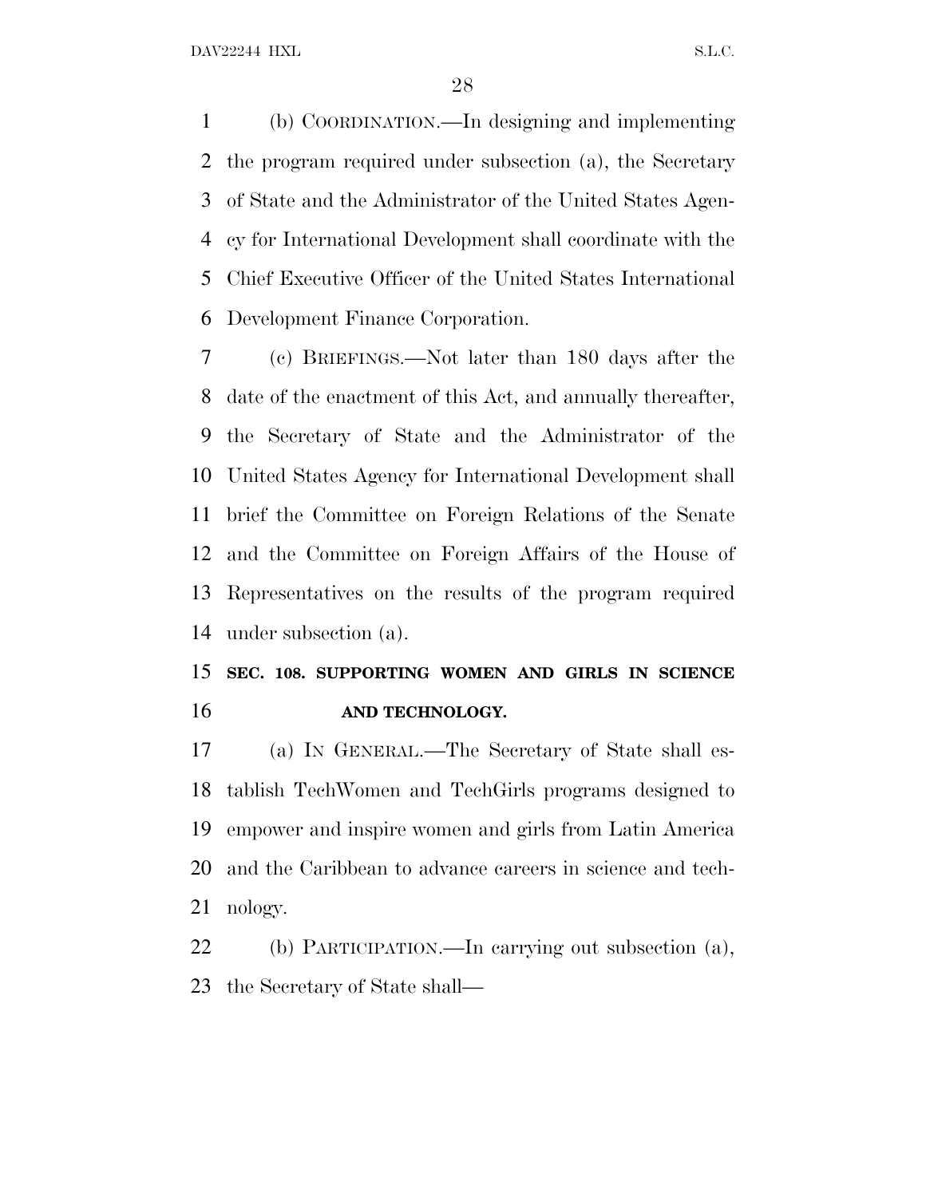(b) COORDINATION.—In designing and implementing the program required under subsection (a), the Secretary of State and the Administrator of the United States Agency for International Development shall coordinate with the Chief Executive Officer of the United States International Development Finance Corporation.

(c) BRIEFINGS.—Not later than 180 days after the date of the enactment of this Act, and annually thereafter, the Secretary of State and the Administrator of the United States Agency for International Development shall brief the Committee on Foreign Relations of the Senate and the Committee on Foreign Affairs of the House of Representatives on the results of the program required under subsection (a).

## SEC. 108. SUPPORTING WOMEN AND GIRLS IN SCIENCE AND TECHNOLOGY.

(a) IN GENERAL.—The Secretary of State shall establish TechWomen and TechGirls programs designed to empower and inspire women and girls from Latin America and the Caribbean to advance careers in science and technology.

(b) PARTICIPATION.—In carrying out subsection (a), the Secretary of State shall—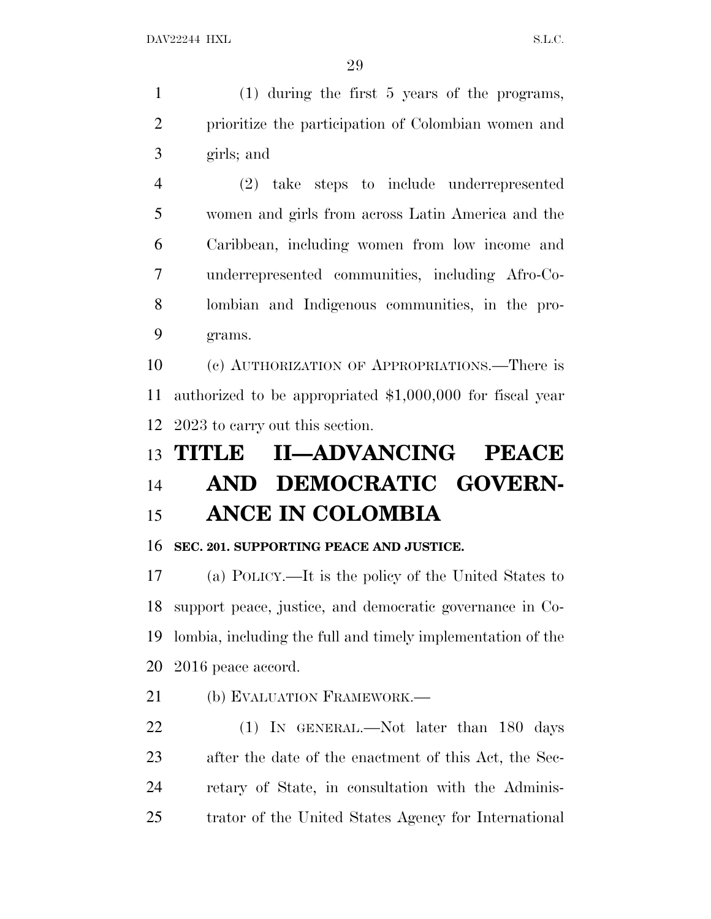(1) during the first 5 years of the programs, prioritize the participation of Colombian women and girls; and

(2) take steps to include underrepresented women and girls from across Latin America and the Caribbean, including women from low income and underrepresented communities, including Afro-Colombian and Indigenous communities, in the programs.

(c) AUTHORIZATION OF APPROPRIATIONS.—There is authorized to be appropriated $1,000,000 for fiscal year 2023 to carry out this section.

# TITLE II—ADVANCING PEACE AND DEMOCRATIC GOVERNANCE IN COLOMBIA

### SEC. 201. SUPPORTING PEACE AND JUSTICE.

(a) POLICY.—It is the policy of the United States to support peace, justice, and democratic governance in Colombia, including the full and timely implementation of the 2016 peace accord.

(b) EVALUATION FRAMEWORK.—

(1) IN GENERAL.—Not later than 180 days after the date of the enactment of this Act, the Secretary of State, in consultation with the Administrator of the United States Agency for International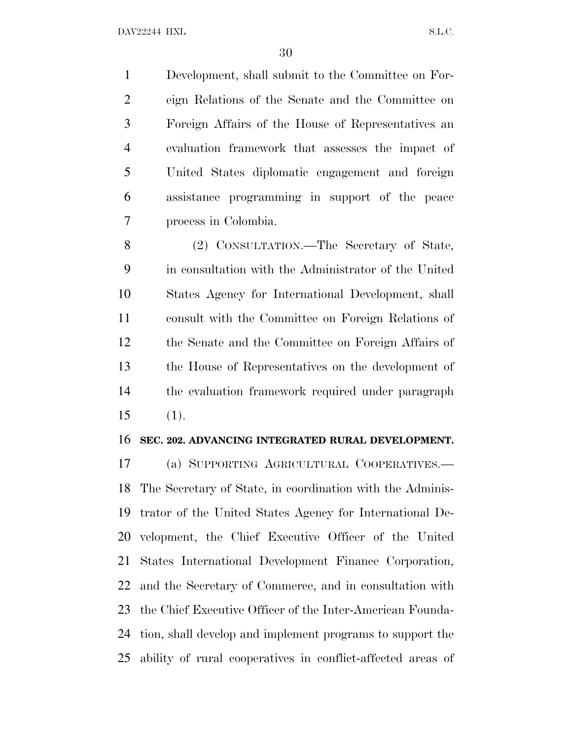Development, shall submit to the Committee on Foreign Relations of the Senate and the Committee on Foreign Affairs of the House of Representatives an evaluation framework that assesses the impact of United States diplomatic engagement and foreign assistance programming in support of the peace process in Colombia.

(2) CONSULTATION.—The Secretary of State, in consultation with the Administrator of the United States Agency for International Development, shall consult with the Committee on Foreign Relations of the Senate and the Committee on Foreign Affairs of the House of Representatives on the development of the evaluation framework required under paragraph (1).

**SEC. 202. ADVANCING INTEGRATED RURAL DEVELOPMENT.**

(a) SUPPORTING AGRICULTURAL COOPERATIVES.—The Secretary of State, in coordination with the Administrator of the United States Agency for International Development, the Chief Executive Officer of the United States International Development Finance Corporation, and the Secretary of Commerce, and in consultation with the Chief Executive Officer of the Inter-American Foundation, shall develop and implement programs to support the ability of rural cooperatives in conflict-affected areas of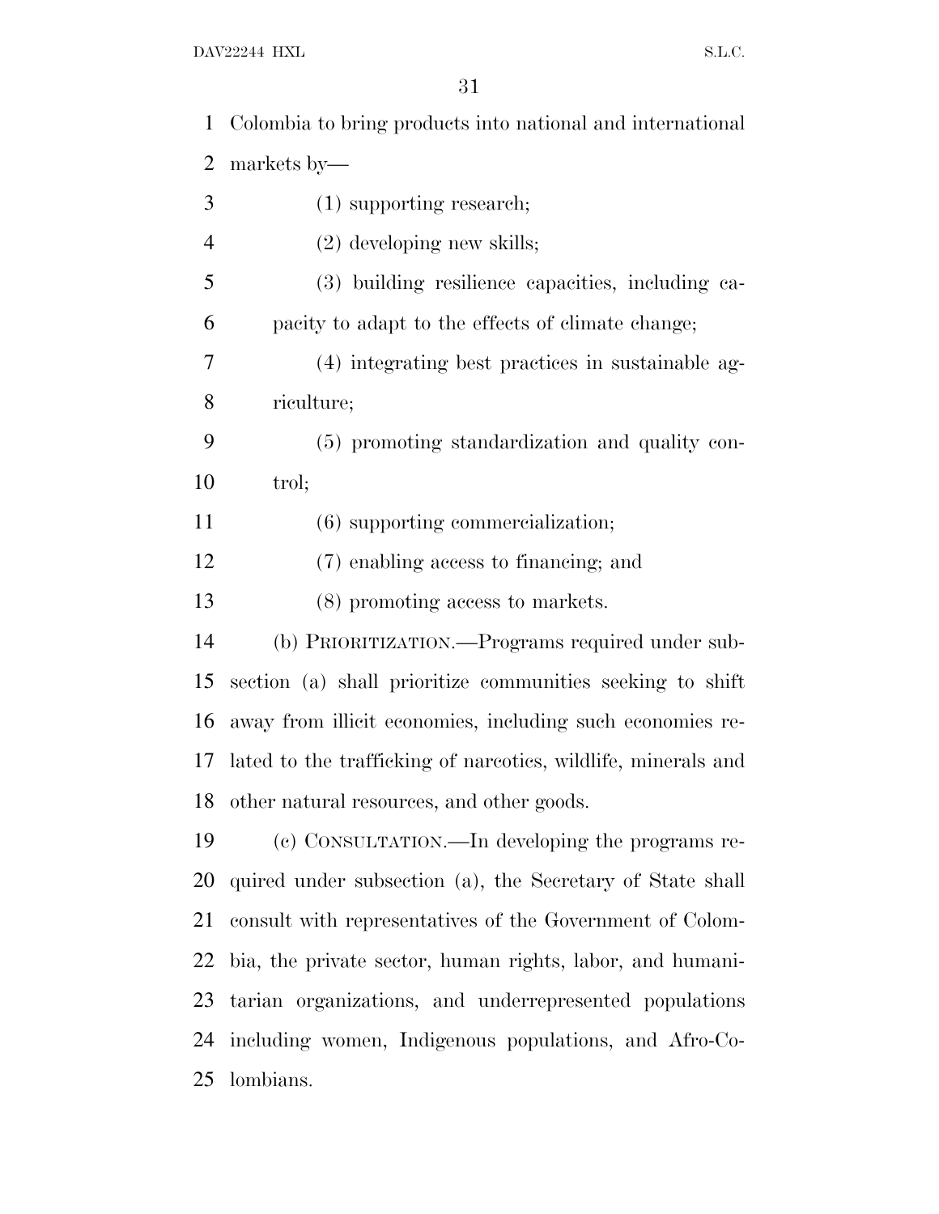Colombia to bring products into national and international markets by—

(1) supporting research;

(2) developing new skills;

(3) building resilience capacities, including capacity to adapt to the effects of climate change;

(4) integrating best practices in sustainable agriculture;

(5) promoting standardization and quality control;

(6) supporting commercialization;

(7) enabling access to financing; and

(8) promoting access to markets.

(b) PRIORITIZATION.—Programs required under subsection (a) shall prioritize communities seeking to shift away from illicit economies, including such economies related to the trafficking of narcotics, wildlife, minerals and other natural resources, and other goods.

(c) CONSULTATION.—In developing the programs required under subsection (a), the Secretary of State shall consult with representatives of the Government of Colombia, the private sector, human rights, labor, and humanitarian organizations, and underrepresented populations including women, Indigenous populations, and Afro-Colombians.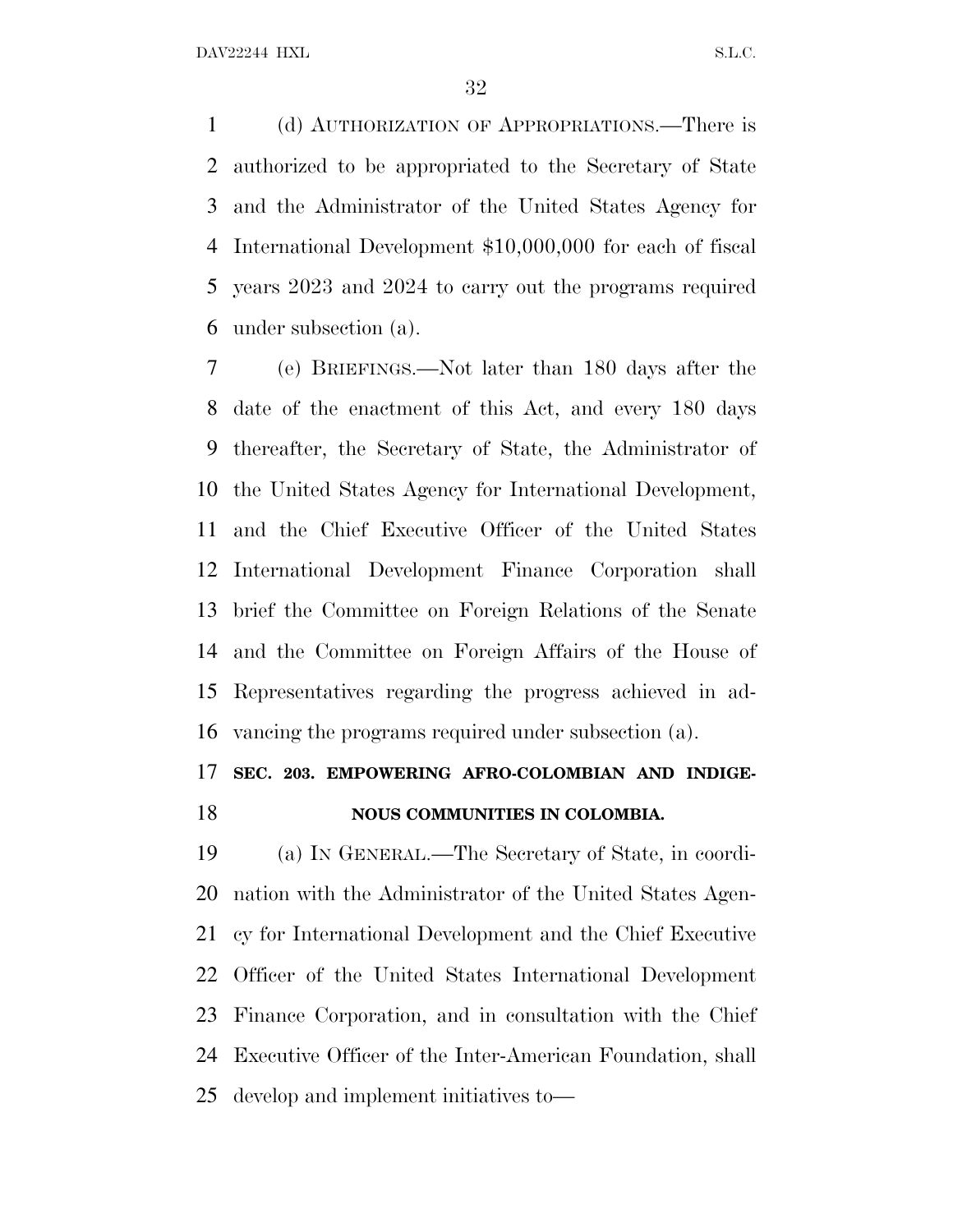(d) AUTHORIZATION OF APPROPRIATIONS.—There is authorized to be appropriated to the Secretary of State and the Administrator of the United States Agency for International Development $10,000,000 for each of fiscal years 2023 and 2024 to carry out the programs required under subsection (a).

(e) BRIEFINGS.—Not later than 180 days after the date of the enactment of this Act, and every 180 days thereafter, the Secretary of State, the Administrator of the United States Agency for International Development, and the Chief Executive Officer of the United States International Development Finance Corporation shall brief the Committee on Foreign Relations of the Senate and the Committee on Foreign Affairs of the House of Representatives regarding the progress achieved in advancing the programs required under subsection (a).

## SEC. 203. EMPOWERING AFRO-COLOMBIAN AND INDIGENOUS COMMUNITIES IN COLOMBIA.

(a) IN GENERAL.—The Secretary of State, in coordination with the Administrator of the United States Agency for International Development and the Chief Executive Officer of the United States International Development Finance Corporation, and in consultation with the Chief Executive Officer of the Inter-American Foundation, shall develop and implement initiatives to—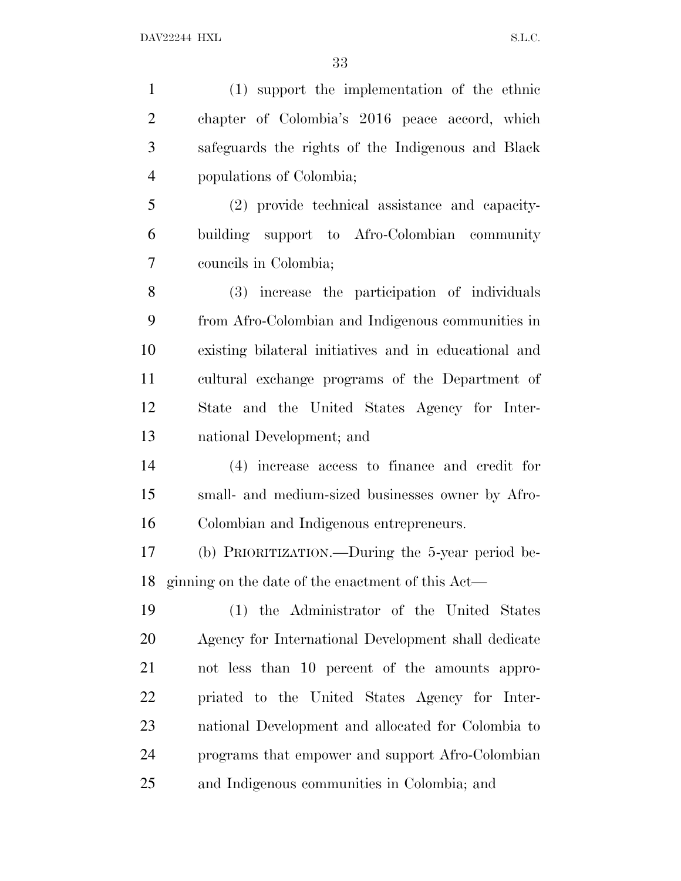(1) support the implementation of the ethnic chapter of Colombia's 2016 peace accord, which safeguards the rights of the Indigenous and Black populations of Colombia;

(2) provide technical assistance and capacity-building support to Afro-Colombian community councils in Colombia;

(3) increase the participation of individuals from Afro-Colombian and Indigenous communities in existing bilateral initiatives and in educational and cultural exchange programs of the Department of State and the United States Agency for International Development; and

(4) increase access to finance and credit for small- and medium-sized businesses owner by Afro-Colombian and Indigenous entrepreneurs.

(b) PRIORITIZATION.—During the 5-year period beginning on the date of the enactment of this Act—

(1) the Administrator of the United States Agency for International Development shall dedicate not less than 10 percent of the amounts appropriated to the United States Agency for International Development and allocated for Colombia to programs that empower and support Afro-Colombian and Indigenous communities in Colombia; and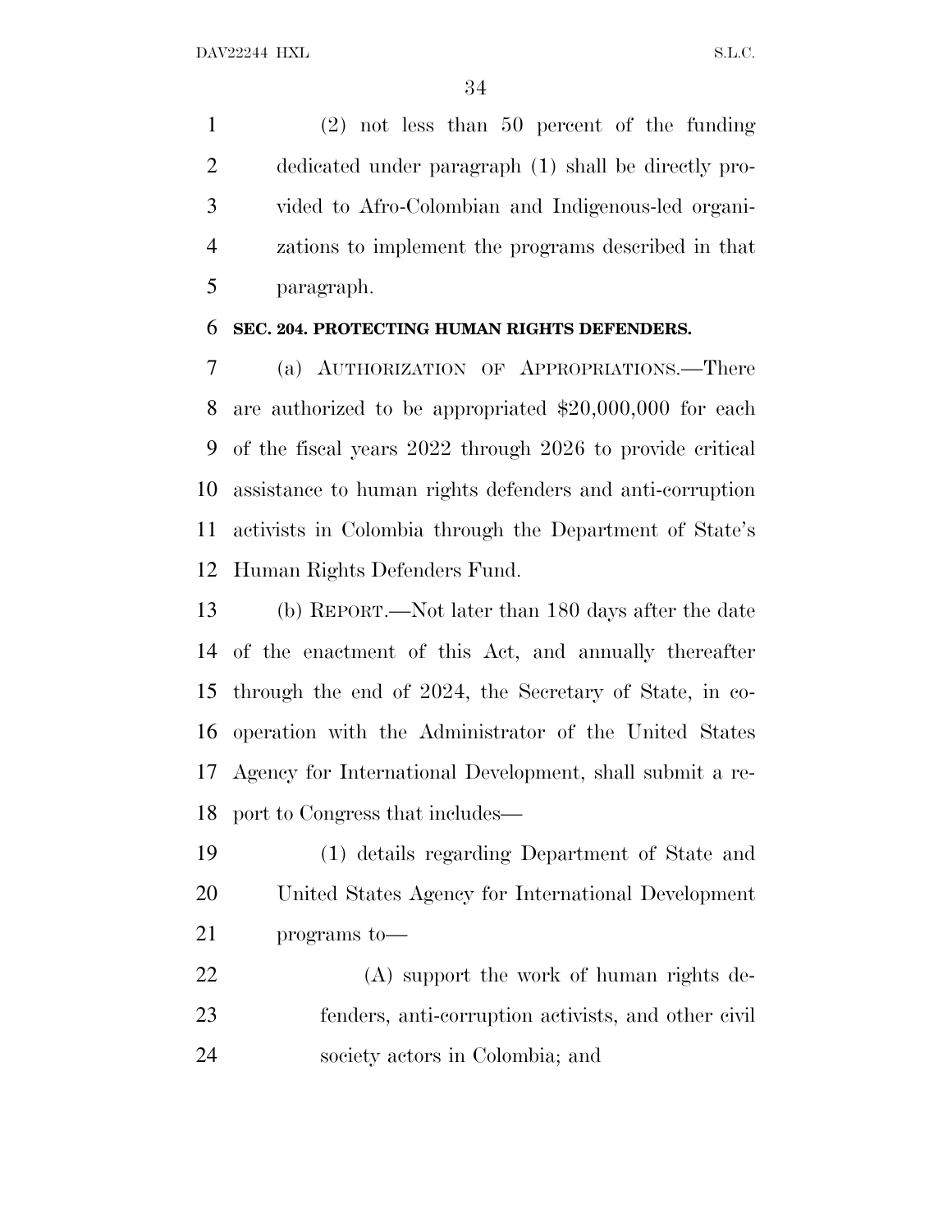(2) not less than 50 percent of the funding dedicated under paragraph (1) shall be directly provided to Afro-Colombian and Indigenous-led organizations to implement the programs described in that paragraph.

**SEC. 204. PROTECTING HUMAN RIGHTS DEFENDERS.**

(a) AUTHORIZATION OF APPROPRIATIONS.—There are authorized to be appropriated $20,000,000 for each of the fiscal years 2022 through 2026 to provide critical assistance to human rights defenders and anti-corruption activists in Colombia through the Department of State's Human Rights Defenders Fund.

(b) REPORT.—Not later than 180 days after the date of the enactment of this Act, and annually thereafter through the end of 2024, the Secretary of State, in cooperation with the Administrator of the United States Agency for International Development, shall submit a report to Congress that includes—

(1) details regarding Department of State and United States Agency for International Development programs to—

(A) support the work of human rights defenders, anti-corruption activists, and other civil society actors in Colombia; and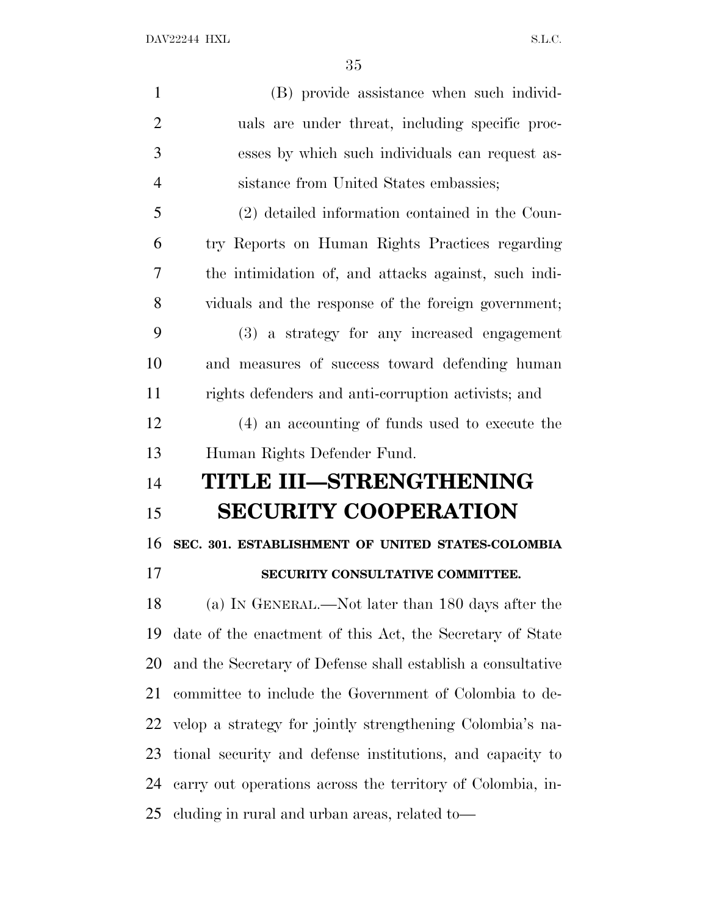(B) provide assistance when such individuals are under threat, including specific processes by which such individuals can request assistance from United States embassies;

(2) detailed information contained in the Country Reports on Human Rights Practices regarding the intimidation of, and attacks against, such individuals and the response of the foreign government;

(3) a strategy for any increased engagement and measures of success toward defending human rights defenders and anti-corruption activists; and

(4) an accounting of funds used to execute the Human Rights Defender Fund.

# TITLE III—STRENGTHENING SECURITY COOPERATION

### SEC. 301. ESTABLISHMENT OF UNITED STATES-COLOMBIA SECURITY CONSULTATIVE COMMITTEE.

(a) IN GENERAL.—Not later than 180 days after the date of the enactment of this Act, the Secretary of State and the Secretary of Defense shall establish a consultative committee to include the Government of Colombia to develop a strategy for jointly strengthening Colombia's national security and defense institutions, and capacity to carry out operations across the territory of Colombia, including in rural and urban areas, related to—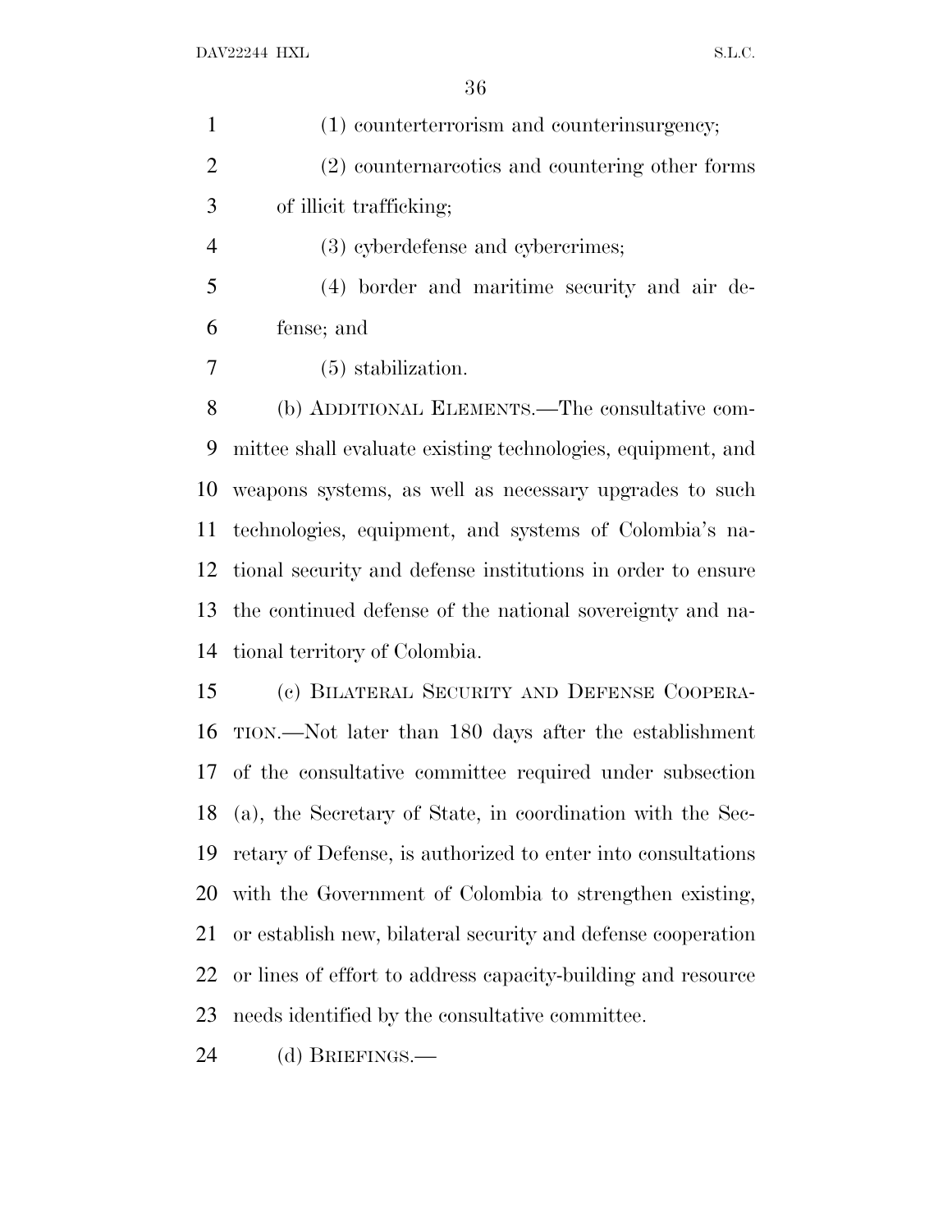(1) counterterrorism and counterinsurgency;

(2) counternarcotics and countering other forms of illicit trafficking;

(3) cyberdefense and cybercrimes;

(4) border and maritime security and air defense; and

(5) stabilization.

(b) ADDITIONAL ELEMENTS.—The consultative committee shall evaluate existing technologies, equipment, and weapons systems, as well as necessary upgrades to such technologies, equipment, and systems of Colombia's national security and defense institutions in order to ensure the continued defense of the national sovereignty and national territory of Colombia.

(c) BILATERAL SECURITY AND DEFENSE COOPERATION.—Not later than 180 days after the establishment of the consultative committee required under subsection (a), the Secretary of State, in coordination with the Secretary of Defense, is authorized to enter into consultations with the Government of Colombia to strengthen existing, or establish new, bilateral security and defense cooperation or lines of effort to address capacity-building and resource needs identified by the consultative committee.

(d) BRIEFINGS.—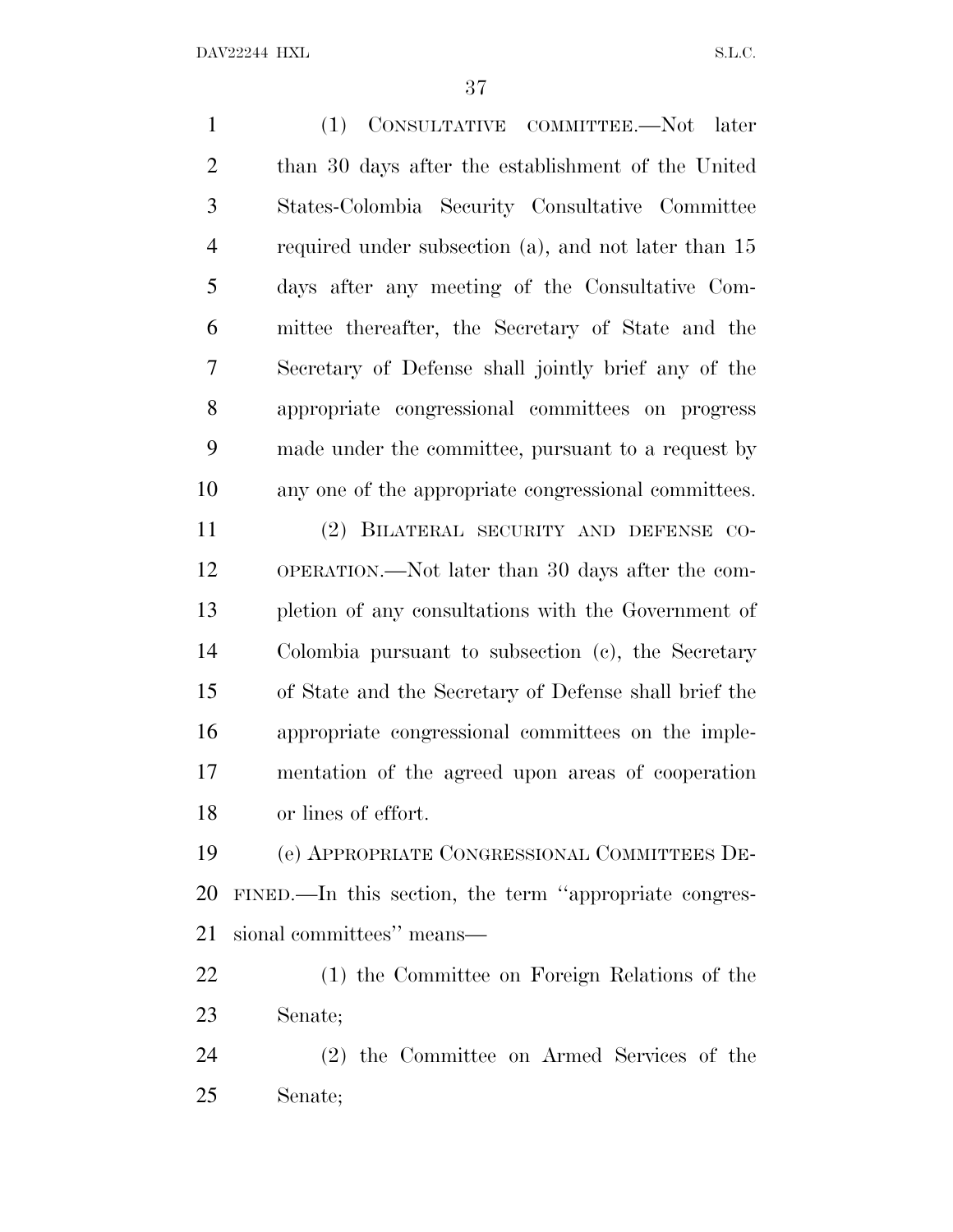(1) CONSULTATIVE COMMITTEE.—Not later than 30 days after the establishment of the United States-Colombia Security Consultative Committee required under subsection (a), and not later than 15 days after any meeting of the Consultative Committee thereafter, the Secretary of State and the Secretary of Defense shall jointly brief any of the appropriate congressional committees on progress made under the committee, pursuant to a request by any one of the appropriate congressional committees.

(2) BILATERAL SECURITY AND DEFENSE COOPERATION.—Not later than 30 days after the completion of any consultations with the Government of Colombia pursuant to subsection (c), the Secretary of State and the Secretary of Defense shall brief the appropriate congressional committees on the implementation of the agreed upon areas of cooperation or lines of effort.

(e) APPROPRIATE CONGRESSIONAL COMMITTEES DEFINED.—In this section, the term ''appropriate congressional committees'' means—

(1) the Committee on Foreign Relations of the Senate;

(2) the Committee on Armed Services of the Senate;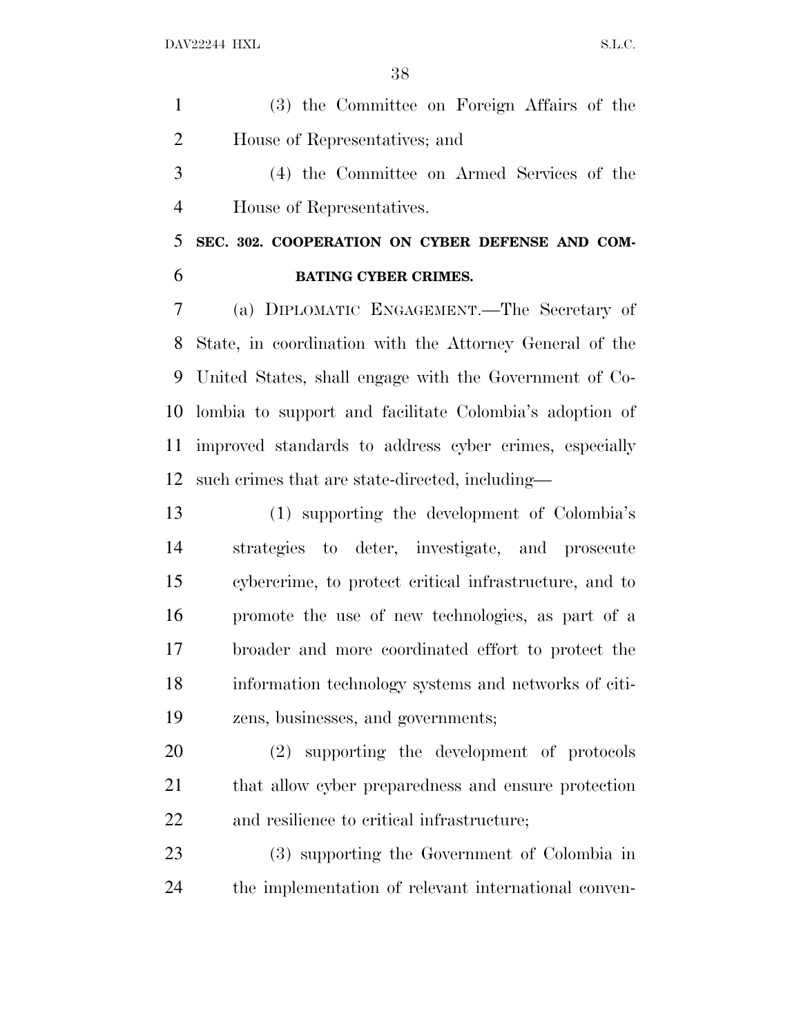(3) the Committee on Foreign Affairs of the House of Representatives; and

(4) the Committee on Armed Services of the House of Representatives.

**SEC. 302. COOPERATION ON CYBER DEFENSE AND COMBATING CYBER CRIMES.**

(a) DIPLOMATIC ENGAGEMENT.—The Secretary of State, in coordination with the Attorney General of the United States, shall engage with the Government of Colombia to support and facilitate Colombia's adoption of improved standards to address cyber crimes, especially such crimes that are state-directed, including—

(1) supporting the development of Colombia's strategies to deter, investigate, and prosecute cybercrime, to protect critical infrastructure, and to promote the use of new technologies, as part of a broader and more coordinated effort to protect the information technology systems and networks of citizens, businesses, and governments;

(2) supporting the development of protocols that allow cyber preparedness and ensure protection and resilience to critical infrastructure;

(3) supporting the Government of Colombia in the implementation of relevant international conven-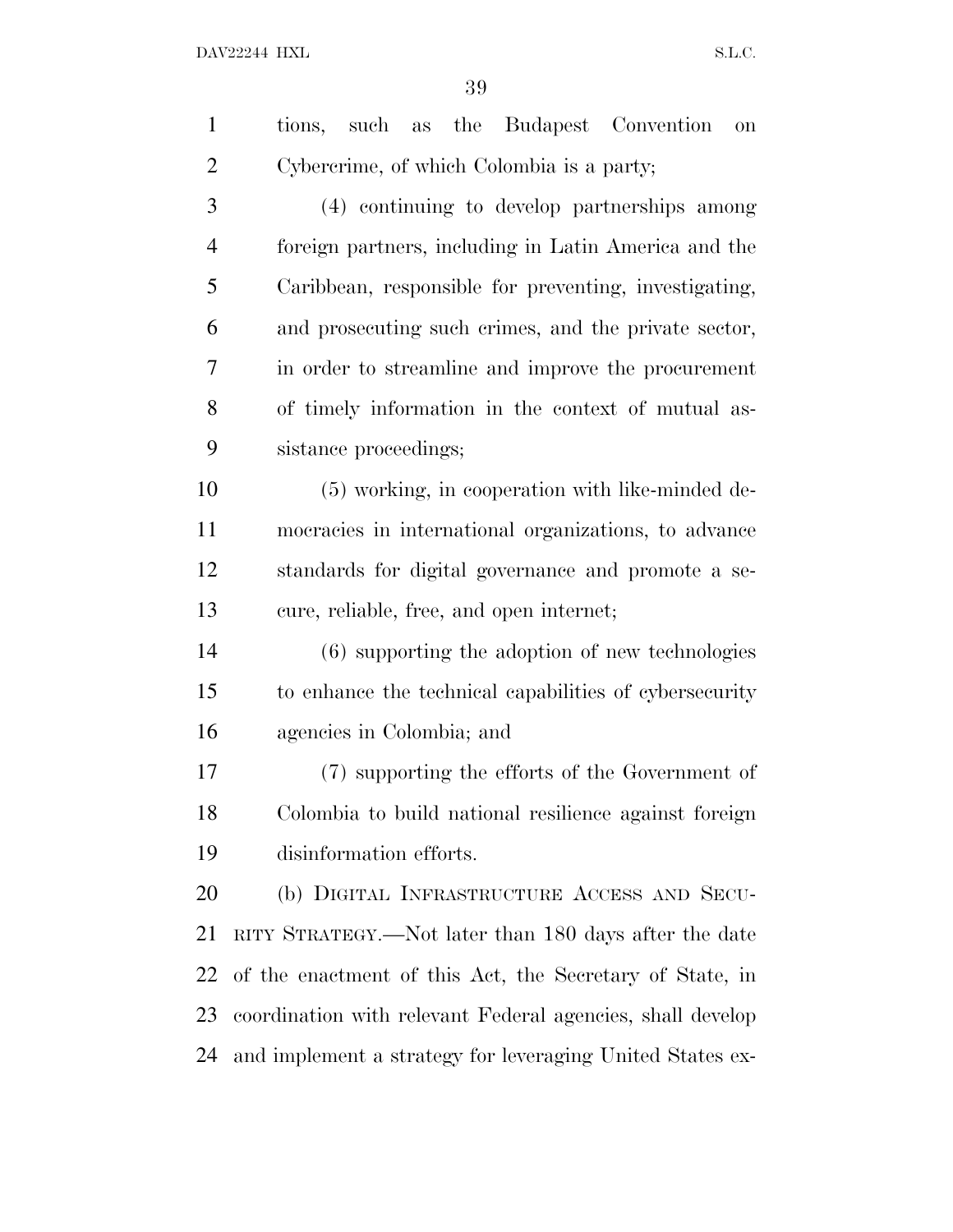tions, such as the Budapest Convention on Cybercrime, of which Colombia is a party;

(4) continuing to develop partnerships among foreign partners, including in Latin America and the Caribbean, responsible for preventing, investigating, and prosecuting such crimes, and the private sector, in order to streamline and improve the procurement of timely information in the context of mutual assistance proceedings;

(5) working, in cooperation with like-minded democracies in international organizations, to advance standards for digital governance and promote a secure, reliable, free, and open internet;

(6) supporting the adoption of new technologies to enhance the technical capabilities of cybersecurity agencies in Colombia; and

(7) supporting the efforts of the Government of Colombia to build national resilience against foreign disinformation efforts.

(b) DIGITAL INFRASTRUCTURE ACCESS AND SECURITY STRATEGY.—Not later than 180 days after the date of the enactment of this Act, the Secretary of State, in coordination with relevant Federal agencies, shall develop and implement a strategy for leveraging United States ex-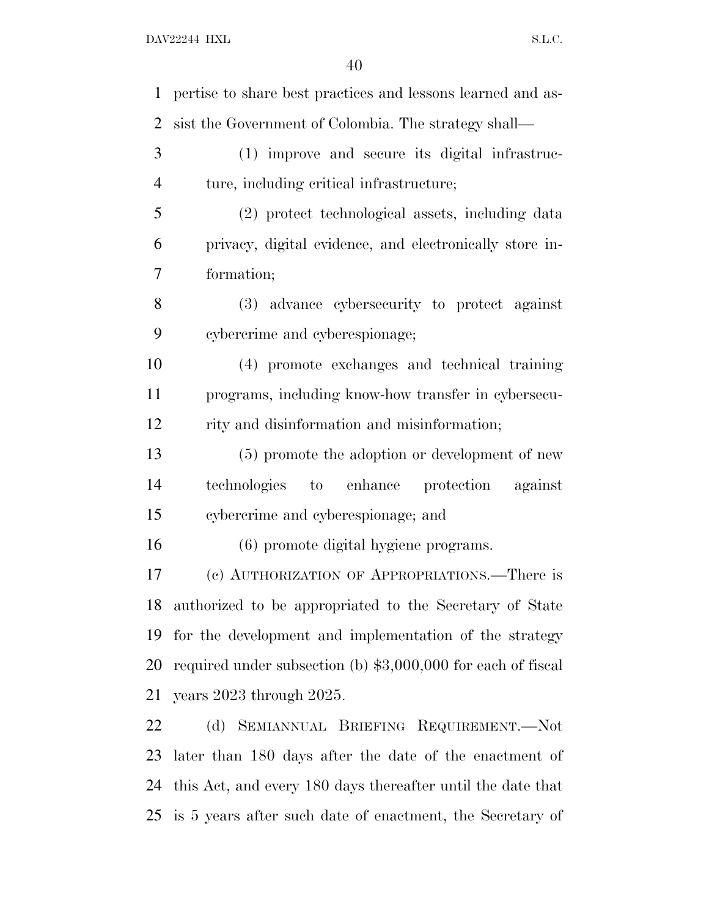pertise to share best practices and lessons learned and assist the Government of Colombia. The strategy shall—

(1) improve and secure its digital infrastructure, including critical infrastructure;

(2) protect technological assets, including data privacy, digital evidence, and electronically store information;

(3) advance cybersecurity to protect against cybercrime and cyberespionage;

(4) promote exchanges and technical training programs, including know-how transfer in cybersecurity and disinformation and misinformation;

(5) promote the adoption or development of new technologies to enhance protection against cybercrime and cyberespionage; and

(6) promote digital hygiene programs.

(c) AUTHORIZATION OF APPROPRIATIONS.—There is authorized to be appropriated to the Secretary of State for the development and implementation of the strategy required under subsection (b) $3,000,000 for each of fiscal years 2023 through 2025.

(d) SEMIANNUAL BRIEFING REQUIREMENT.—Not later than 180 days after the date of the enactment of this Act, and every 180 days thereafter until the date that is 5 years after such date of enactment, the Secretary of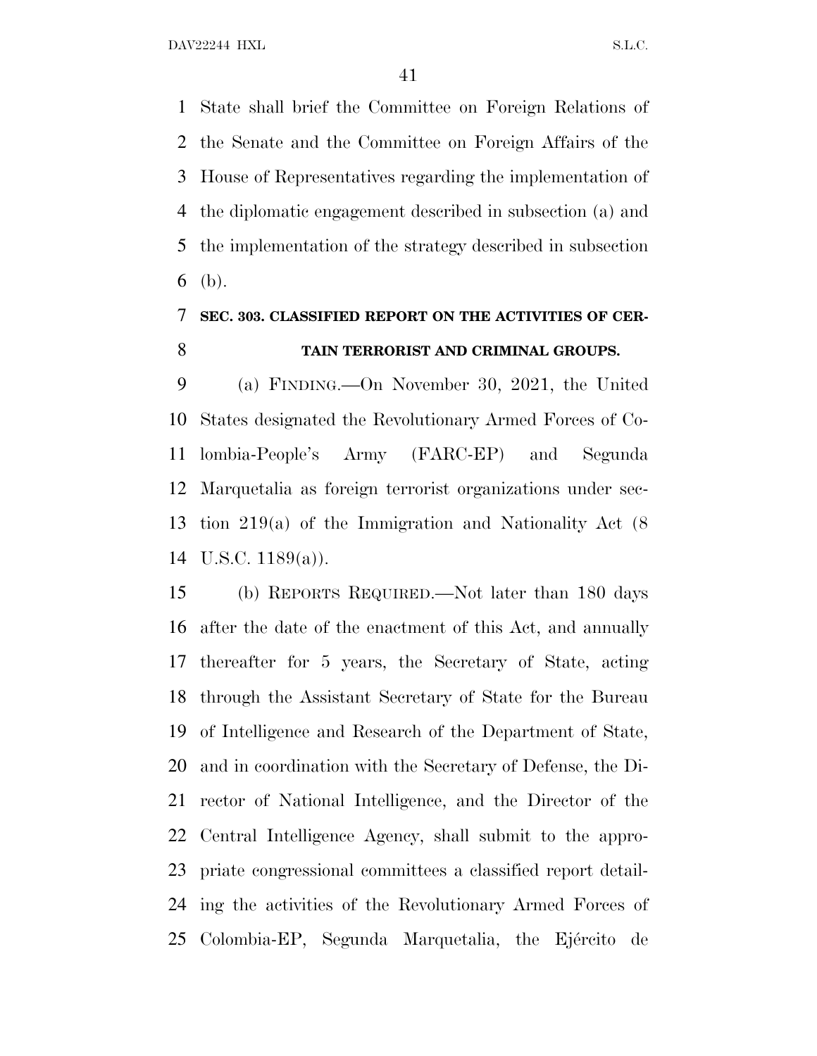State shall brief the Committee on Foreign Relations of the Senate and the Committee on Foreign Affairs of the House of Representatives regarding the implementation of the diplomatic engagement described in subsection (a) and the implementation of the strategy described in subsection (b).

### SEC. 303. CLASSIFIED REPORT ON THE ACTIVITIES OF CERTAIN TERRORIST AND CRIMINAL GROUPS.

(a) FINDING.—On November 30, 2021, the United States designated the Revolutionary Armed Forces of Colombia-People's Army (FARC-EP) and Segunda Marquetalia as foreign terrorist organizations under section 219(a) of the Immigration and Nationality Act (8 U.S.C. 1189(a)).

(b) REPORTS REQUIRED.—Not later than 180 days after the date of the enactment of this Act, and annually thereafter for 5 years, the Secretary of State, acting through the Assistant Secretary of State for the Bureau of Intelligence and Research of the Department of State, and in coordination with the Secretary of Defense, the Director of National Intelligence, and the Director of the Central Intelligence Agency, shall submit to the appropriate congressional committees a classified report detailing the activities of the Revolutionary Armed Forces of Colombia-EP, Segunda Marquetalia, the Ejército de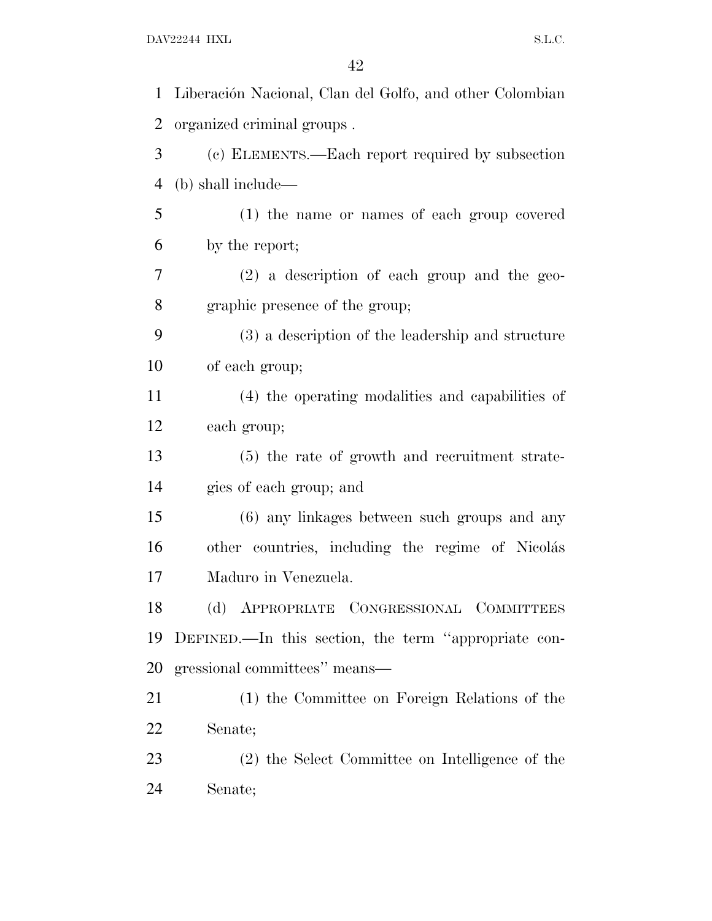Liberación Nacional, Clan del Golfo, and other Colombian organized criminal groups .

(c) ELEMENTS.—Each report required by subsection (b) shall include—

(1) the name or names of each group covered by the report;

(2) a description of each group and the geographic presence of the group;

(3) a description of the leadership and structure of each group;

(4) the operating modalities and capabilities of each group;

(5) the rate of growth and recruitment strategies of each group; and

(6) any linkages between such groups and any other countries, including the regime of Nicolás Maduro in Venezuela.

(d) APPROPRIATE CONGRESSIONAL COMMITTEES DEFINED.—In this section, the term ''appropriate congressional committees'' means—

(1) the Committee on Foreign Relations of the Senate;

(2) the Select Committee on Intelligence of the Senate;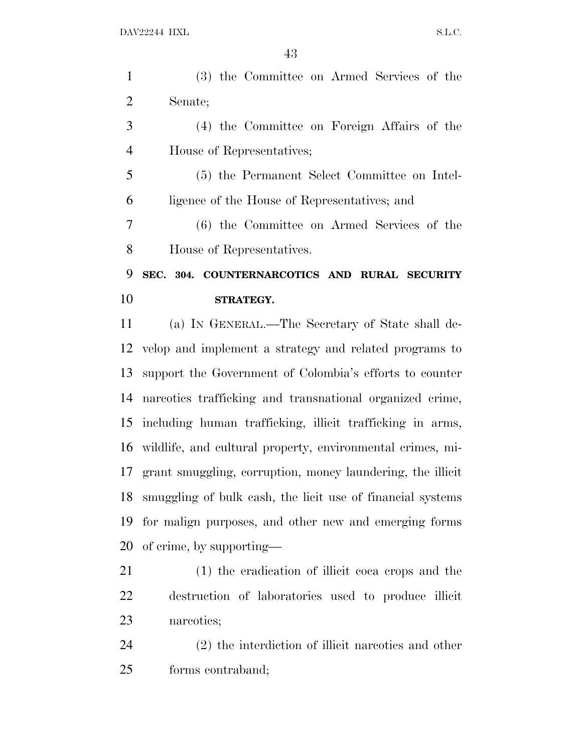(3) the Committee on Armed Services of the Senate;

(4) the Committee on Foreign Affairs of the House of Representatives;

(5) the Permanent Select Committee on Intelligence of the House of Representatives; and

(6) the Committee on Armed Services of the House of Representatives.

**SEC. 304. COUNTERNARCOTICS AND RURAL SECURITY STRATEGY.**

(a) IN GENERAL.—The Secretary of State shall develop and implement a strategy and related programs to support the Government of Colombia's efforts to counter narcotics trafficking and transnational organized crime, including human trafficking, illicit trafficking in arms, wildlife, and cultural property, environmental crimes, migrant smuggling, corruption, money laundering, the illicit smuggling of bulk cash, the licit use of financial systems for malign purposes, and other new and emerging forms of crime, by supporting—

(1) the eradication of illicit coca crops and the destruction of laboratories used to produce illicit narcotics;

(2) the interdiction of illicit narcotics and other forms contraband;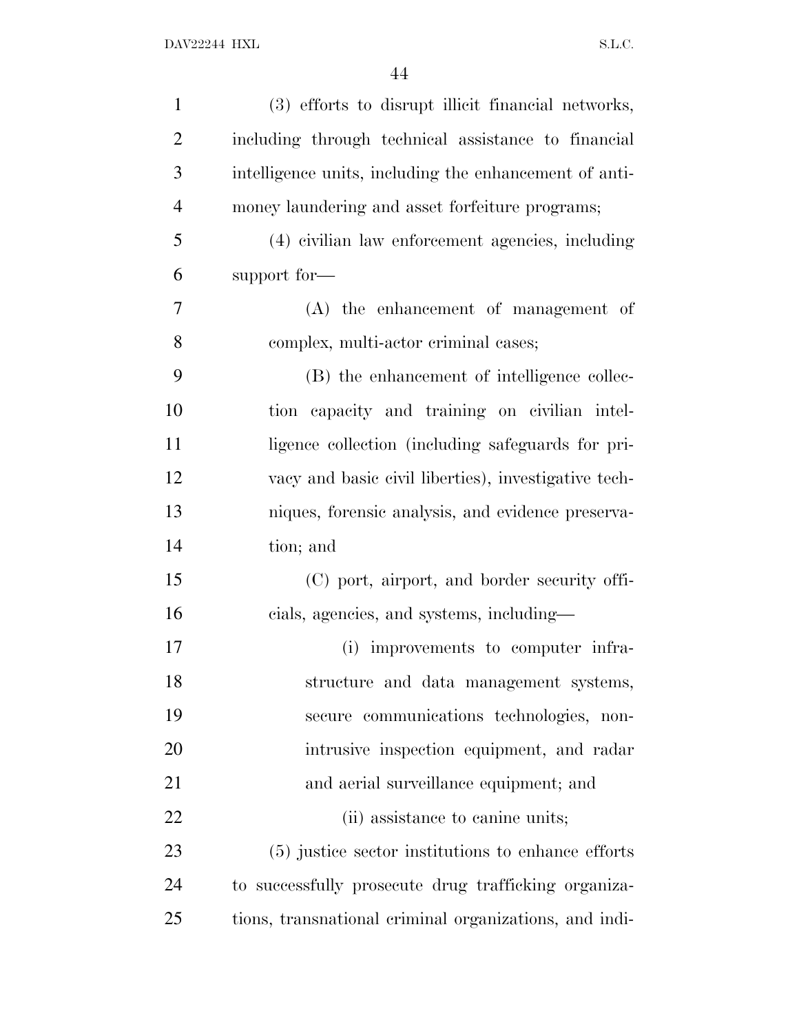(3) efforts to disrupt illicit financial networks, including through technical assistance to financial intelligence units, including the enhancement of anti-money laundering and asset forfeiture programs;

(4) civilian law enforcement agencies, including support for—

(A) the enhancement of management of complex, multi-actor criminal cases;

(B) the enhancement of intelligence collection capacity and training on civilian intelligence collection (including safeguards for privacy and basic civil liberties), investigative techniques, forensic analysis, and evidence preservation; and

(C) port, airport, and border security officials, agencies, and systems, including—

(i) improvements to computer infrastructure and data management systems, secure communications technologies, non-intrusive inspection equipment, and radar and aerial surveillance equipment; and

(ii) assistance to canine units;

(5) justice sector institutions to enhance efforts to successfully prosecute drug trafficking organizations, transnational criminal organizations, and indi-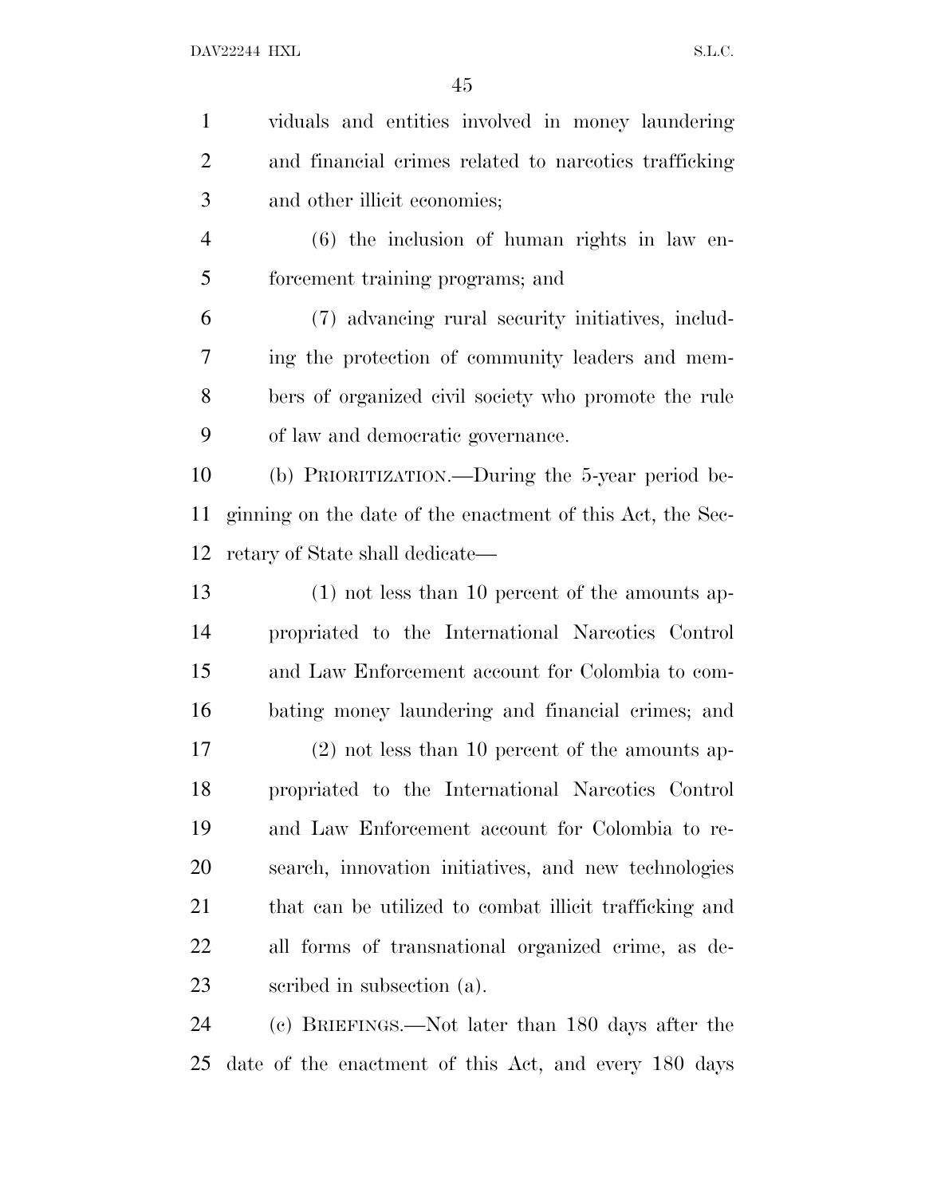viduals and entities involved in money laundering and financial crimes related to narcotics trafficking and other illicit economies;

(6) the inclusion of human rights in law enforcement training programs; and

(7) advancing rural security initiatives, including the protection of community leaders and members of organized civil society who promote the rule of law and democratic governance.

(b) PRIORITIZATION.—During the 5-year period beginning on the date of the enactment of this Act, the Secretary of State shall dedicate—

(1) not less than 10 percent of the amounts appropriated to the International Narcotics Control and Law Enforcement account for Colombia to combating money laundering and financial crimes; and

(2) not less than 10 percent of the amounts appropriated to the International Narcotics Control and Law Enforcement account for Colombia to research, innovation initiatives, and new technologies that can be utilized to combat illicit trafficking and all forms of transnational organized crime, as described in subsection (a).

(c) BRIEFINGS.—Not later than 180 days after the date of the enactment of this Act, and every 180 days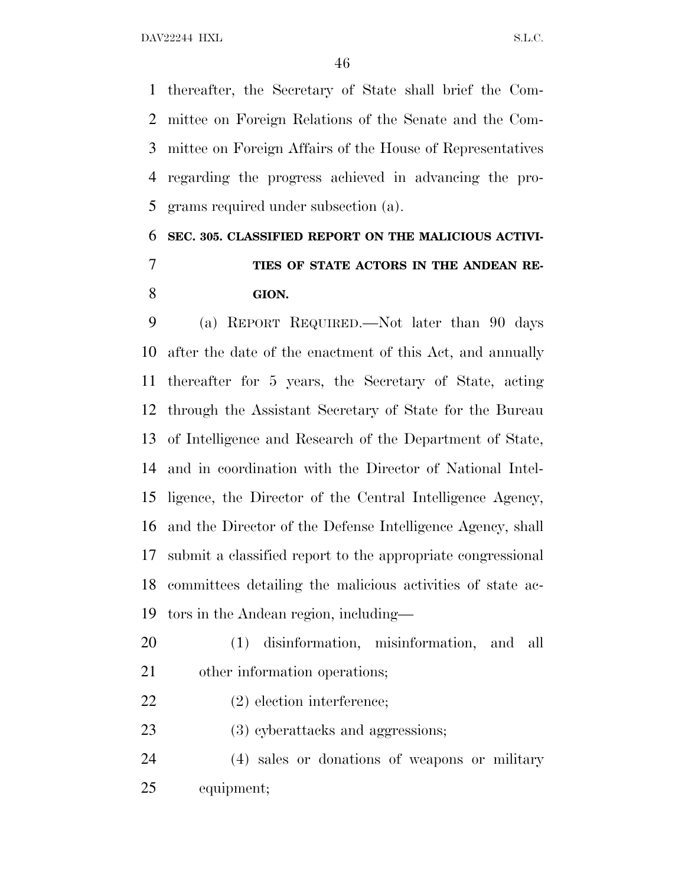thereafter, the Secretary of State shall brief the Committee on Foreign Relations of the Senate and the Committee on Foreign Affairs of the House of Representatives regarding the progress achieved in advancing the programs required under subsection (a).

### SEC. 305. CLASSIFIED REPORT ON THE MALICIOUS ACTIVITIES OF STATE ACTORS IN THE ANDEAN REGION.

(a) REPORT REQUIRED.—Not later than 90 days after the date of the enactment of this Act, and annually thereafter for 5 years, the Secretary of State, acting through the Assistant Secretary of State for the Bureau of Intelligence and Research of the Department of State, and in coordination with the Director of National Intelligence, the Director of the Central Intelligence Agency, and the Director of the Defense Intelligence Agency, shall submit a classified report to the appropriate congressional committees detailing the malicious activities of state actors in the Andean region, including—

(1) disinformation, misinformation, and all other information operations;

(2) election interference;

(3) cyberattacks and aggressions;

(4) sales or donations of weapons or military equipment;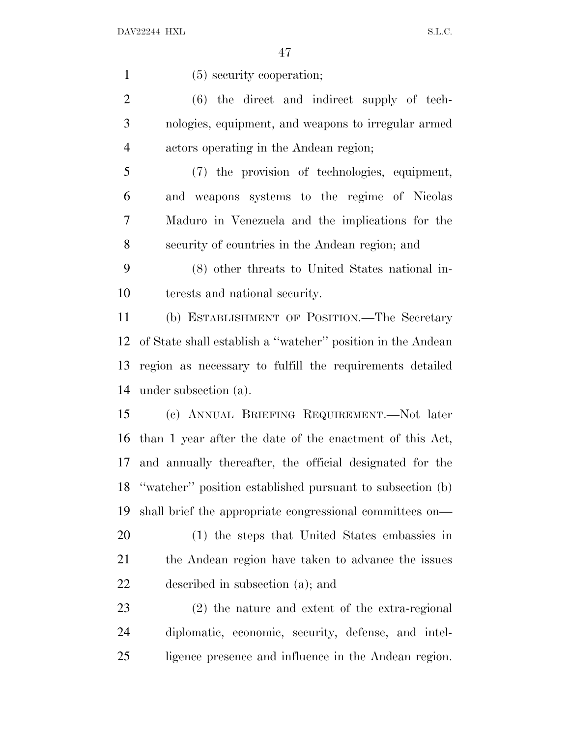(5) security cooperation;

(6) the direct and indirect supply of technologies, equipment, and weapons to irregular armed actors operating in the Andean region;

(7) the provision of technologies, equipment, and weapons systems to the regime of Nicolas Maduro in Venezuela and the implications for the security of countries in the Andean region; and

(8) other threats to United States national interests and national security.

(b) ESTABLISHMENT OF POSITION.—The Secretary of State shall establish a ''watcher'' position in the Andean region as necessary to fulfill the requirements detailed under subsection (a).

(c) ANNUAL BRIEFING REQUIREMENT.—Not later than 1 year after the date of the enactment of this Act, and annually thereafter, the official designated for the ''watcher'' position established pursuant to subsection (b) shall brief the appropriate congressional committees on—

(1) the steps that United States embassies in the Andean region have taken to advance the issues described in subsection (a); and

(2) the nature and extent of the extra-regional diplomatic, economic, security, defense, and intelligence presence and influence in the Andean region.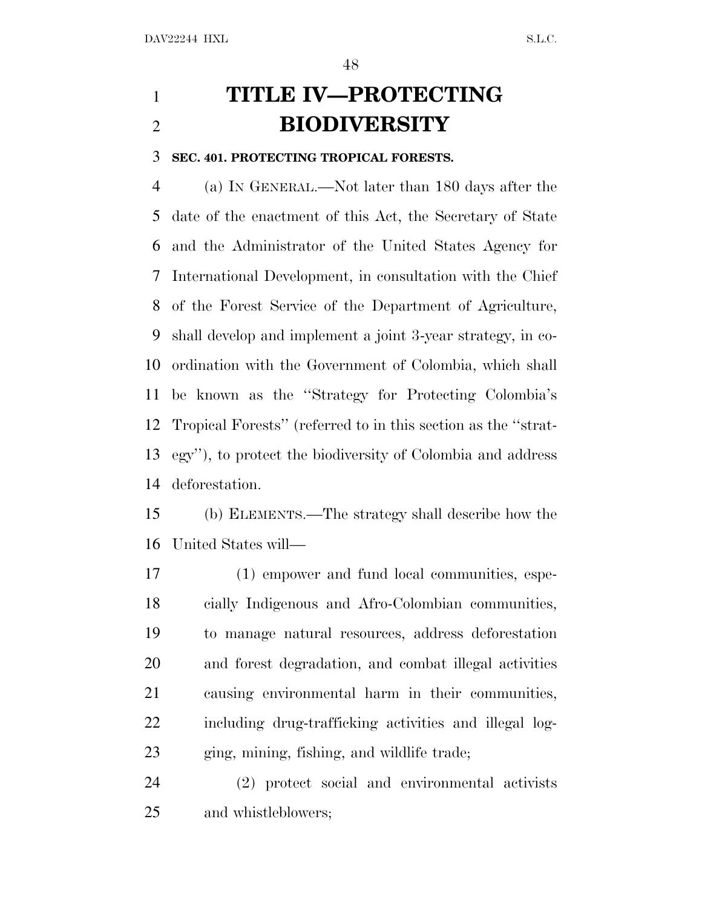# TITLE IV—PROTECTING BIODIVERSITY

**SEC. 401. PROTECTING TROPICAL FORESTS.**

(a) IN GENERAL.—Not later than 180 days after the date of the enactment of this Act, the Secretary of State and the Administrator of the United States Agency for International Development, in consultation with the Chief of the Forest Service of the Department of Agriculture, shall develop and implement a joint 3-year strategy, in coordination with the Government of Colombia, which shall be known as the ''Strategy for Protecting Colombia's Tropical Forests'' (referred to in this section as the ''strategy''), to protect the biodiversity of Colombia and address deforestation.

(b) ELEMENTS.—The strategy shall describe how the United States will—

(1) empower and fund local communities, especially Indigenous and Afro-Colombian communities, to manage natural resources, address deforestation and forest degradation, and combat illegal activities causing environmental harm in their communities, including drug-trafficking activities and illegal logging, mining, fishing, and wildlife trade;

(2) protect social and environmental activists and whistleblowers;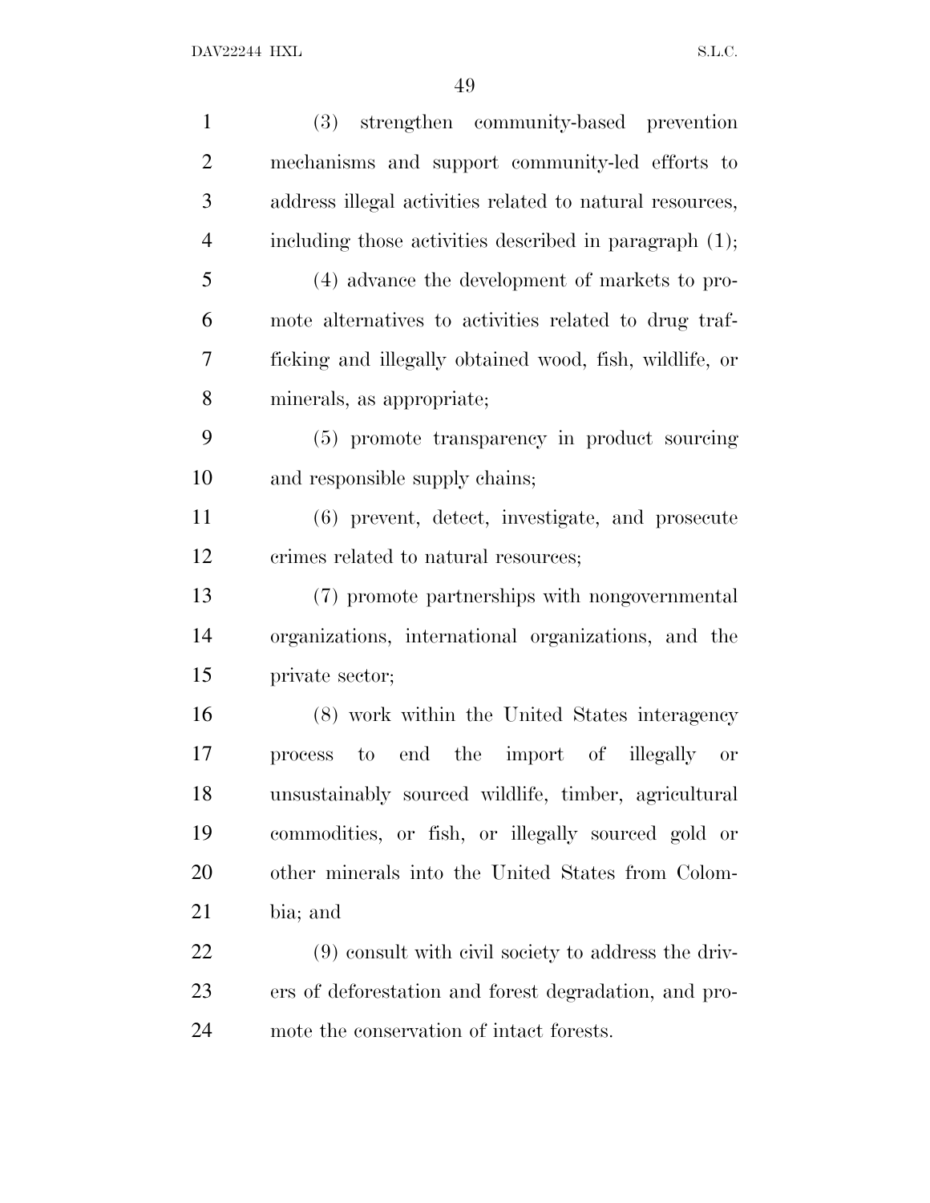(3) strengthen community-based prevention mechanisms and support community-led efforts to address illegal activities related to natural resources, including those activities described in paragraph (1);

(4) advance the development of markets to promote alternatives to activities related to drug trafficking and illegally obtained wood, fish, wildlife, or minerals, as appropriate;

(5) promote transparency in product sourcing and responsible supply chains;

(6) prevent, detect, investigate, and prosecute crimes related to natural resources;

(7) promote partnerships with nongovernmental organizations, international organizations, and the private sector;

(8) work within the United States interagency process to end the import of illegally or unsustainably sourced wildlife, timber, agricultural commodities, or fish, or illegally sourced gold or other minerals into the United States from Colombia; and

(9) consult with civil society to address the drivers of deforestation and forest degradation, and promote the conservation of intact forests.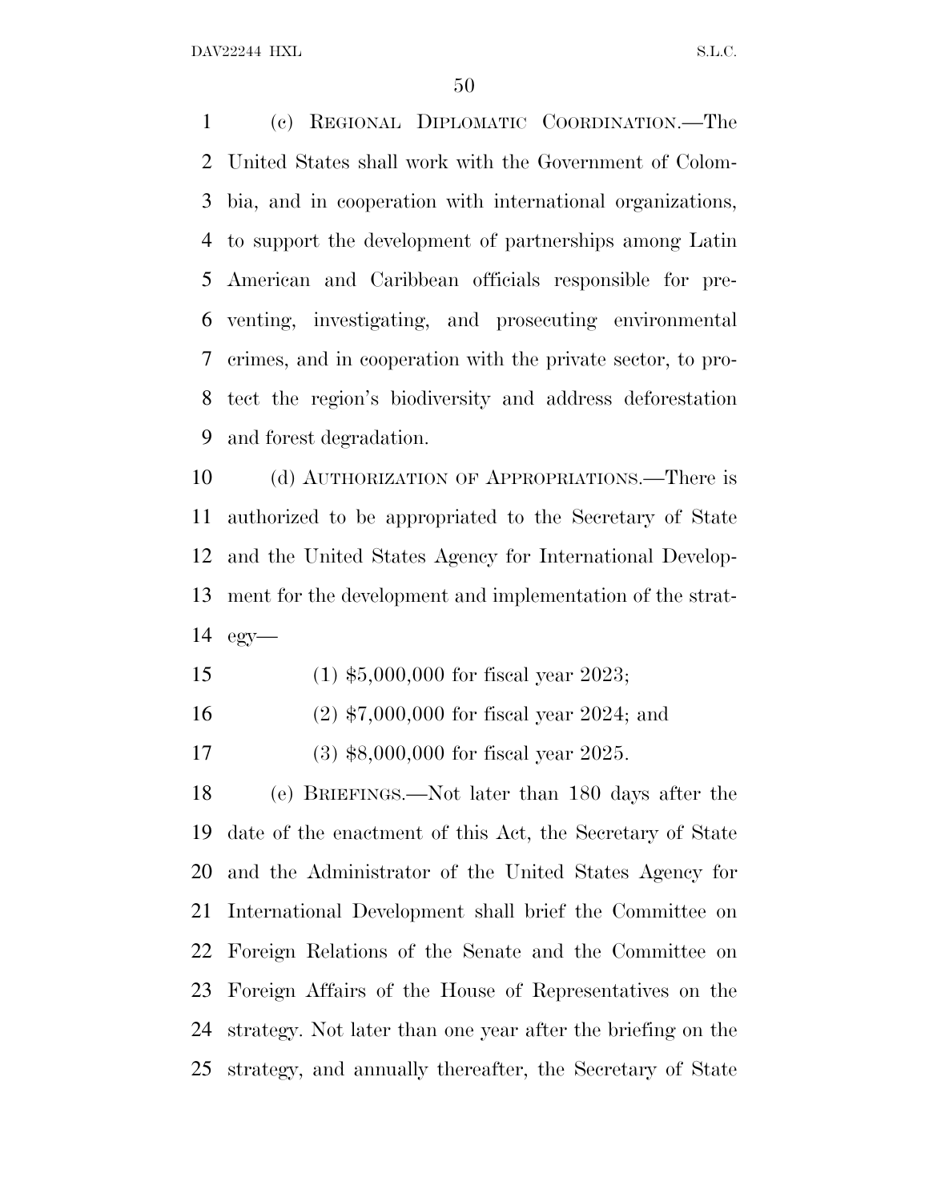(c) REGIONAL DIPLOMATIC COORDINATION.—The United States shall work with the Government of Colombia, and in cooperation with international organizations, to support the development of partnerships among Latin American and Caribbean officials responsible for preventing, investigating, and prosecuting environmental crimes, and in cooperation with the private sector, to protect the region's biodiversity and address deforestation and forest degradation.

(d) AUTHORIZATION OF APPROPRIATIONS.—There is authorized to be appropriated to the Secretary of State and the United States Agency for International Development for the development and implementation of the strategy—

(1) $5,000,000 for fiscal year 2023;

(2) $7,000,000 for fiscal year 2024; and

(3) $8,000,000 for fiscal year 2025.

(e) BRIEFINGS.—Not later than 180 days after the date of the enactment of this Act, the Secretary of State and the Administrator of the United States Agency for International Development shall brief the Committee on Foreign Relations of the Senate and the Committee on Foreign Affairs of the House of Representatives on the strategy. Not later than one year after the briefing on the strategy, and annually thereafter, the Secretary of State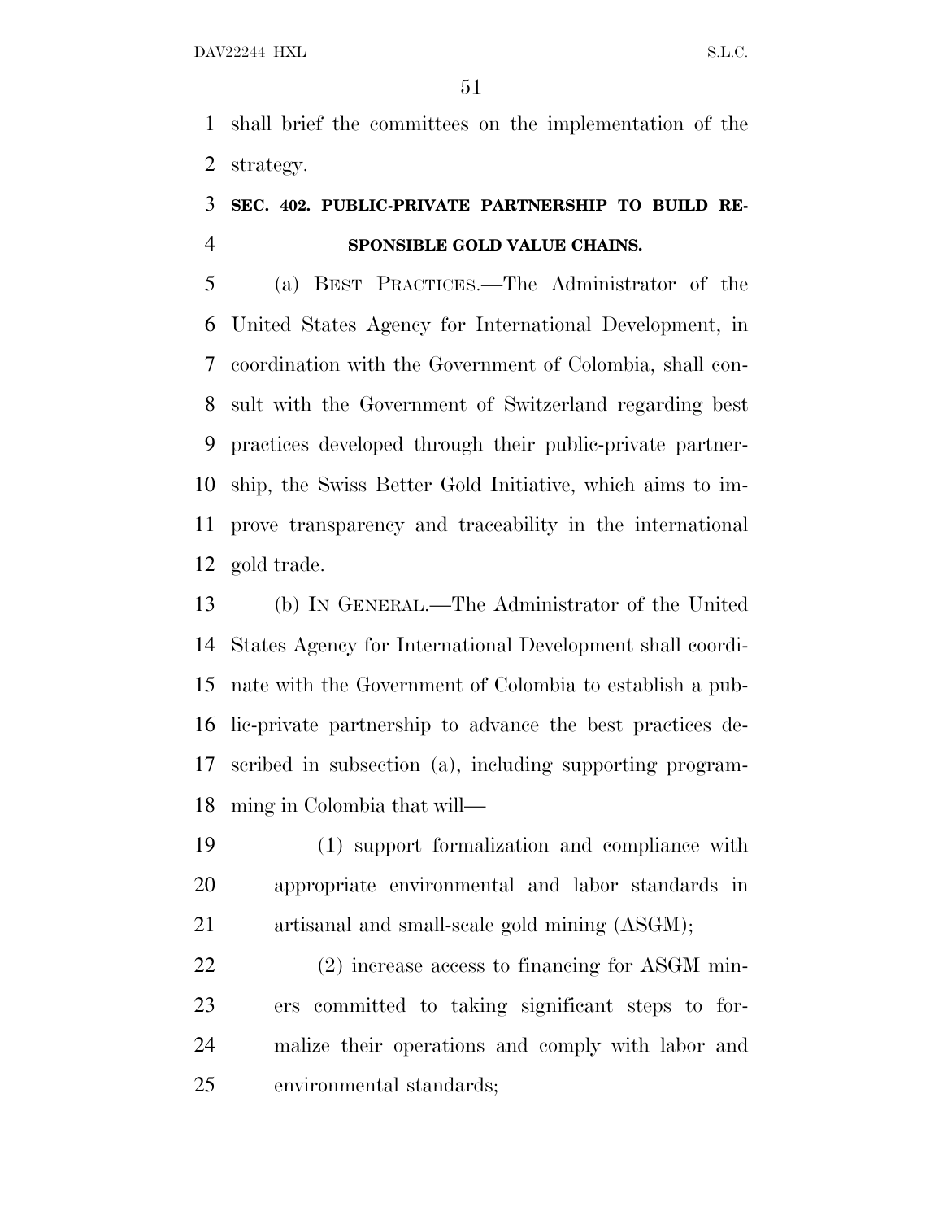shall brief the committees on the implementation of the strategy.

### SEC. 402. PUBLIC-PRIVATE PARTNERSHIP TO BUILD RESPONSIBLE GOLD VALUE CHAINS.

(a) BEST PRACTICES.—The Administrator of the United States Agency for International Development, in coordination with the Government of Colombia, shall consult with the Government of Switzerland regarding best practices developed through their public-private partnership, the Swiss Better Gold Initiative, which aims to improve transparency and traceability in the international gold trade.

(b) IN GENERAL.—The Administrator of the United States Agency for International Development shall coordinate with the Government of Colombia to establish a public-private partnership to advance the best practices described in subsection (a), including supporting programming in Colombia that will—

(1) support formalization and compliance with appropriate environmental and labor standards in artisanal and small-scale gold mining (ASGM);

(2) increase access to financing for ASGM miners committed to taking significant steps to formalize their operations and comply with labor and environmental standards;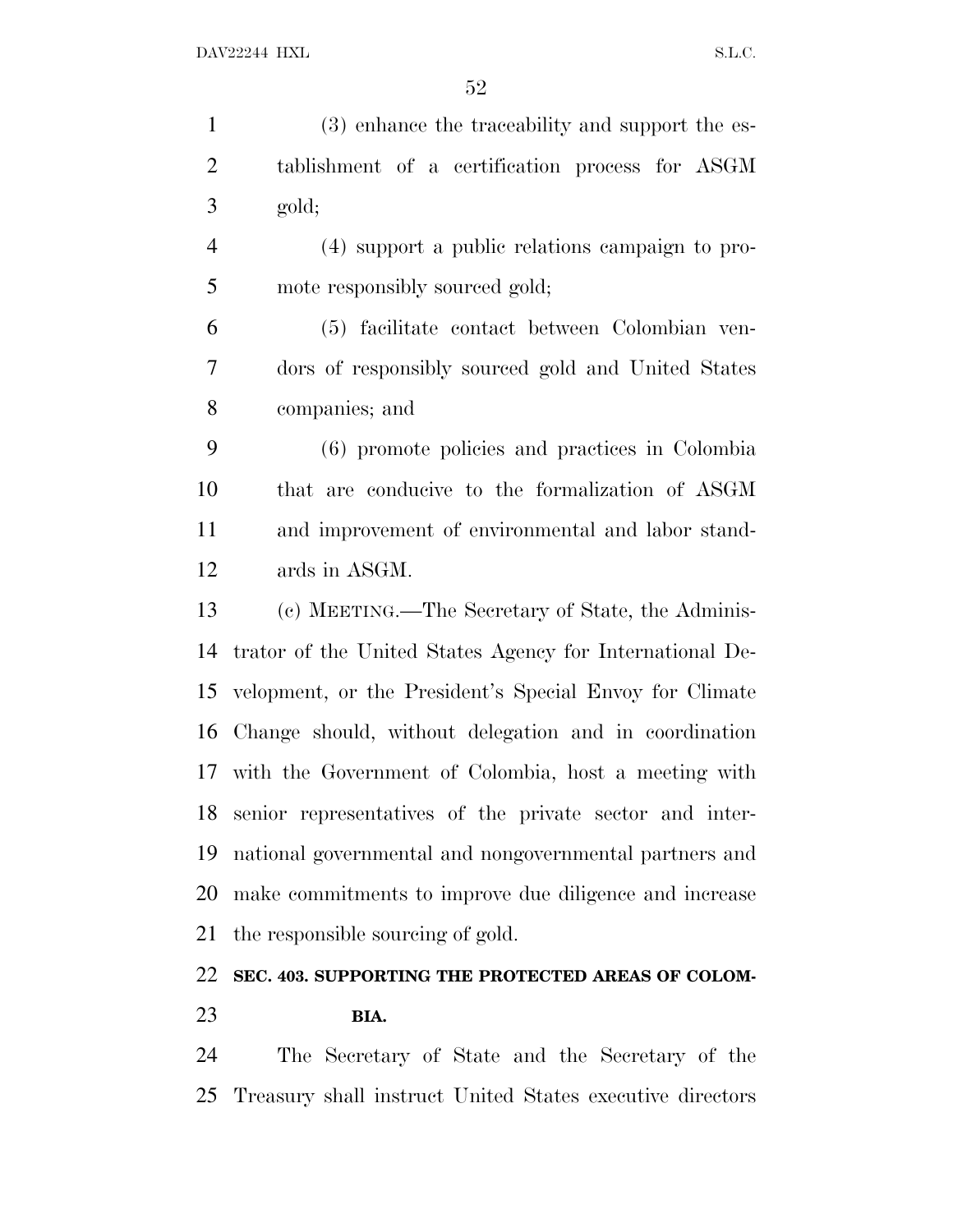(3) enhance the traceability and support the establishment of a certification process for ASGM gold;

(4) support a public relations campaign to promote responsibly sourced gold;

(5) facilitate contact between Colombian vendors of responsibly sourced gold and United States companies; and

(6) promote policies and practices in Colombia that are conducive to the formalization of ASGM and improvement of environmental and labor standards in ASGM.

(c) MEETING.—The Secretary of State, the Administrator of the United States Agency for International Development, or the President's Special Envoy for Climate Change should, without delegation and in coordination with the Government of Colombia, host a meeting with senior representatives of the private sector and international governmental and nongovernmental partners and make commitments to improve due diligence and increase the responsible sourcing of gold.

**SEC. 403. SUPPORTING THE PROTECTED AREAS OF COLOMBIA.**

The Secretary of State and the Secretary of the Treasury shall instruct United States executive directors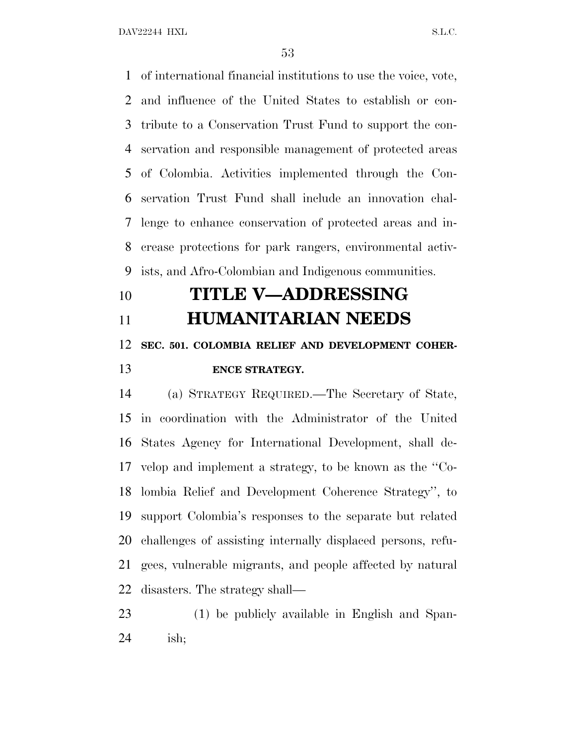of international financial institutions to use the voice, vote, and influence of the United States to establish or contribute to a Conservation Trust Fund to support the conservation and responsible management of protected areas of Colombia. Activities implemented through the Conservation Trust Fund shall include an innovation challenge to enhance conservation of protected areas and increase protections for park rangers, environmental activists, and Afro-Colombian and Indigenous communities.

# TITLE V—ADDRESSING HUMANITARIAN NEEDS

### SEC. 501. COLOMBIA RELIEF AND DEVELOPMENT COHERENCE STRATEGY.

(a) STRATEGY REQUIRED.—The Secretary of State, in coordination with the Administrator of the United States Agency for International Development, shall develop and implement a strategy, to be known as the "Colombia Relief and Development Coherence Strategy", to support Colombia's responses to the separate but related challenges of assisting internally displaced persons, refugees, vulnerable migrants, and people affected by natural disasters. The strategy shall—

(1) be publicly available in English and Spanish;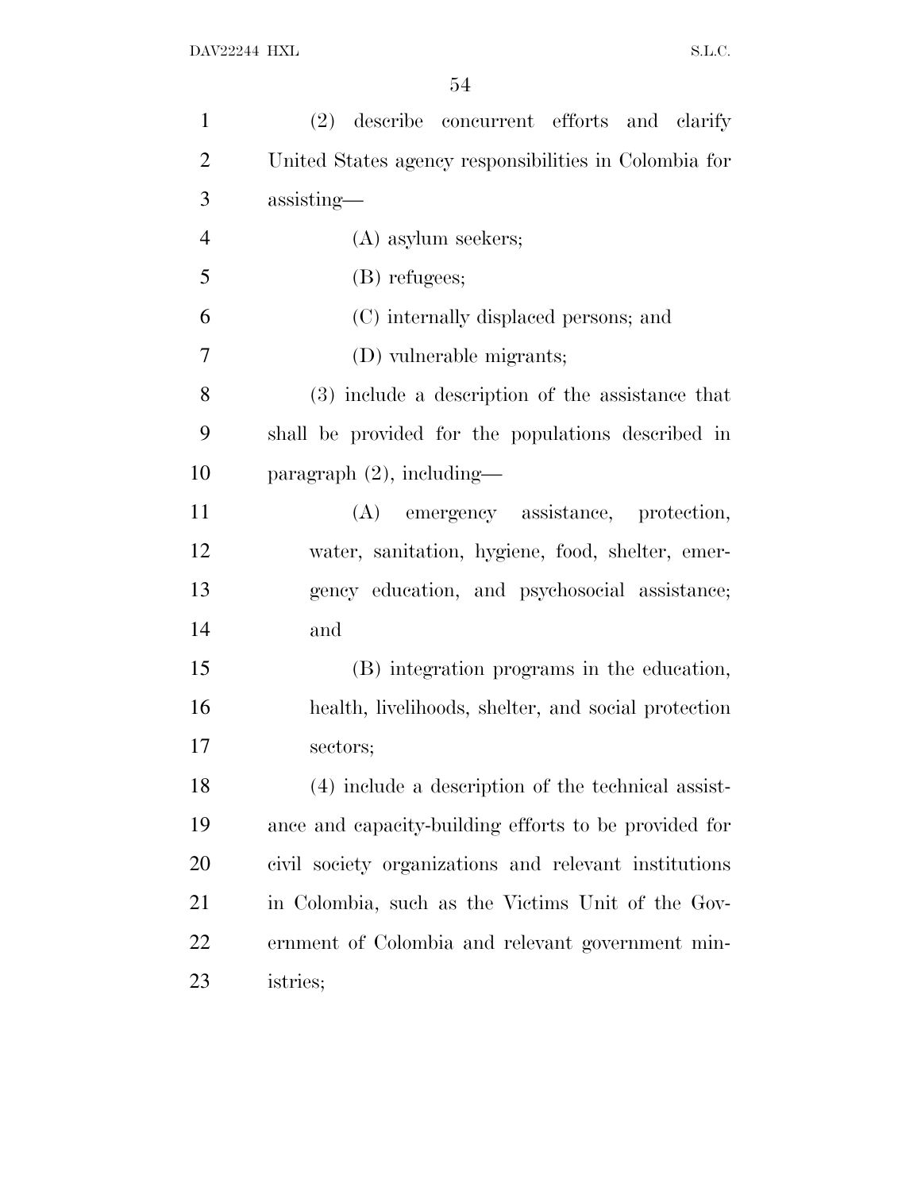(2) describe concurrent efforts and clarify United States agency responsibilities in Colombia for assisting—

(A) asylum seekers;

(B) refugees;

(C) internally displaced persons; and

(D) vulnerable migrants;

(3) include a description of the assistance that shall be provided for the populations described in paragraph (2), including—

(A) emergency assistance, protection, water, sanitation, hygiene, food, shelter, emergency education, and psychosocial assistance; and

(B) integration programs in the education, health, livelihoods, shelter, and social protection sectors;

(4) include a description of the technical assistance and capacity-building efforts to be provided for civil society organizations and relevant institutions in Colombia, such as the Victims Unit of the Government of Colombia and relevant government ministries;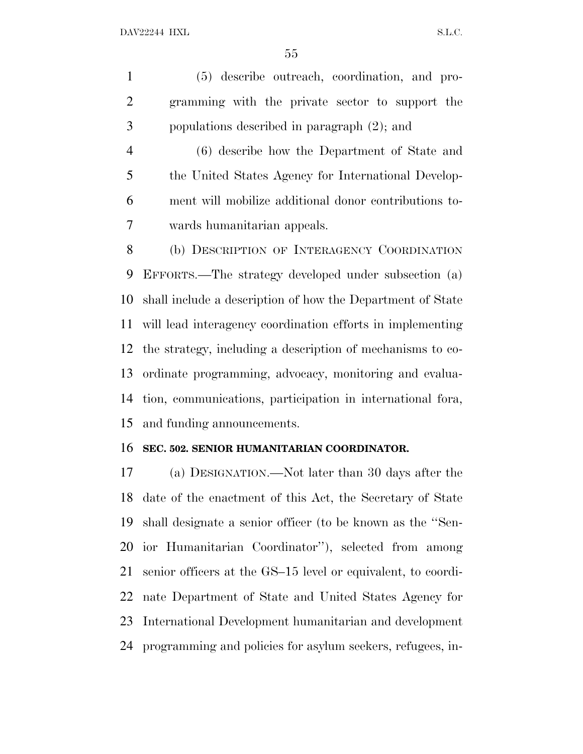(5) describe outreach, coordination, and programming with the private sector to support the populations described in paragraph (2); and

(6) describe how the Department of State and the United States Agency for International Development will mobilize additional donor contributions towards humanitarian appeals.

(b) DESCRIPTION OF INTERAGENCY COORDINATION EFFORTS.—The strategy developed under subsection (a) shall include a description of how the Department of State will lead interagency coordination efforts in implementing the strategy, including a description of mechanisms to coordinate programming, advocacy, monitoring and evaluation, communications, participation in international fora, and funding announcements.

**SEC. 502. SENIOR HUMANITARIAN COORDINATOR.**

(a) DESIGNATION.—Not later than 30 days after the date of the enactment of this Act, the Secretary of State shall designate a senior officer (to be known as the ''Senior Humanitarian Coordinator''), selected from among senior officers at the GS–15 level or equivalent, to coordinate Department of State and United States Agency for International Development humanitarian and development programming and policies for asylum seekers, refugees, in-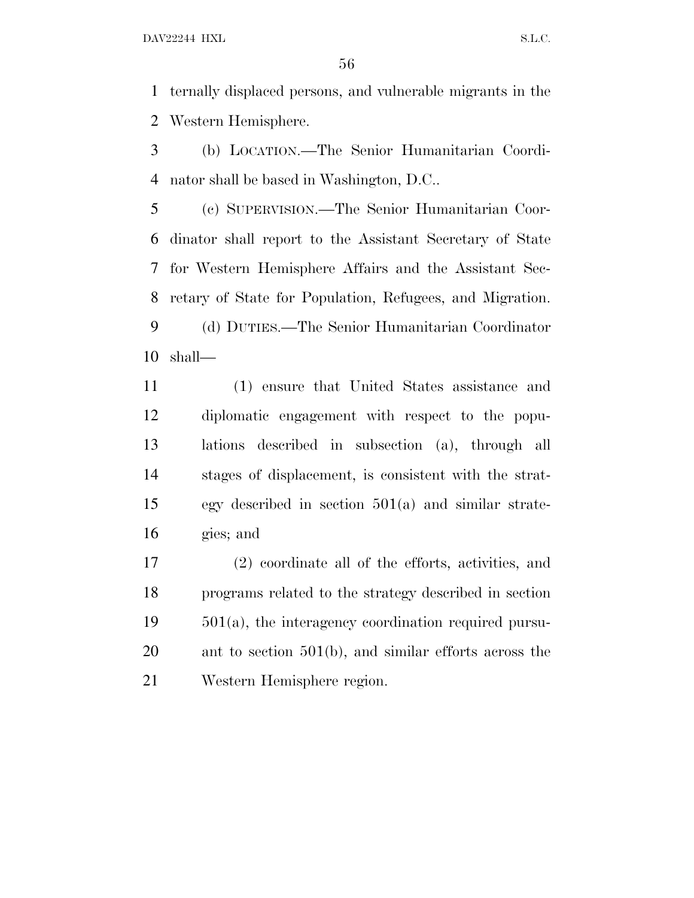ternally displaced persons, and vulnerable migrants in the Western Hemisphere.

(b) LOCATION.—The Senior Humanitarian Coordinator shall be based in Washington, D.C..

(c) SUPERVISION.—The Senior Humanitarian Coordinator shall report to the Assistant Secretary of State for Western Hemisphere Affairs and the Assistant Secretary of State for Population, Refugees, and Migration.

(d) DUTIES.—The Senior Humanitarian Coordinator shall—

(1) ensure that United States assistance and diplomatic engagement with respect to the populations described in subsection (a), through all stages of displacement, is consistent with the strategy described in section 501(a) and similar strategies; and

(2) coordinate all of the efforts, activities, and programs related to the strategy described in section 501(a), the interagency coordination required pursuant to section 501(b), and similar efforts across the Western Hemisphere region.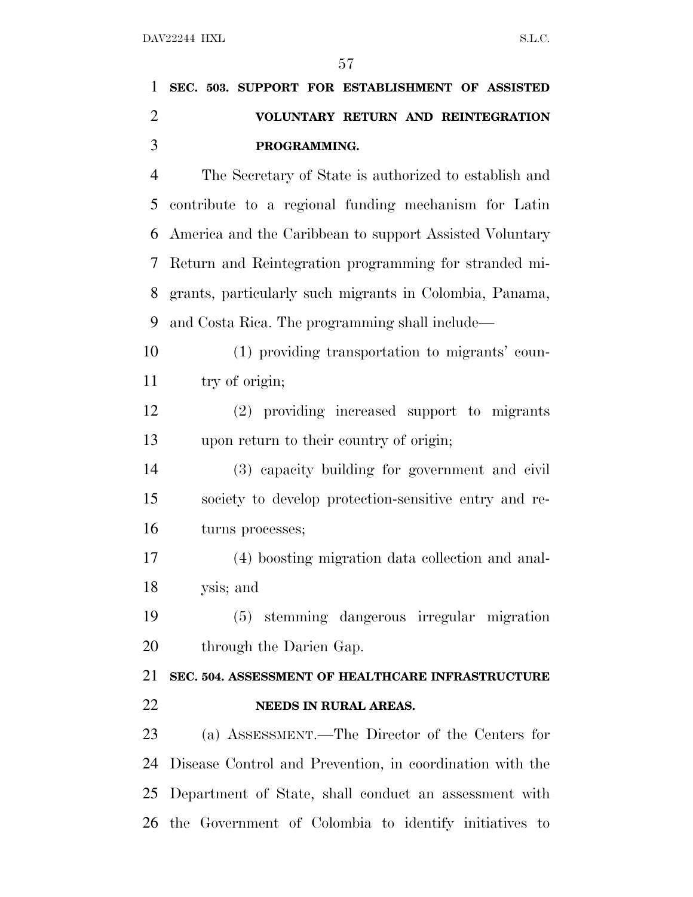**SEC. 503. SUPPORT FOR ESTABLISHMENT OF ASSISTED VOLUNTARY RETURN AND REINTEGRATION PROGRAMMING.**

The Secretary of State is authorized to establish and contribute to a regional funding mechanism for Latin America and the Caribbean to support Assisted Voluntary Return and Reintegration programming for stranded migrants, particularly such migrants in Colombia, Panama, and Costa Rica. The programming shall include—

(1) providing transportation to migrants' country of origin;

(2) providing increased support to migrants upon return to their country of origin;

(3) capacity building for government and civil society to develop protection-sensitive entry and returns processes;

(4) boosting migration data collection and analysis; and

(5) stemming dangerous irregular migration through the Darien Gap.

**SEC. 504. ASSESSMENT OF HEALTHCARE INFRASTRUCTURE NEEDS IN RURAL AREAS.**

(a) ASSESSMENT.—The Director of the Centers for Disease Control and Prevention, in coordination with the Department of State, shall conduct an assessment with the Government of Colombia to identify initiatives to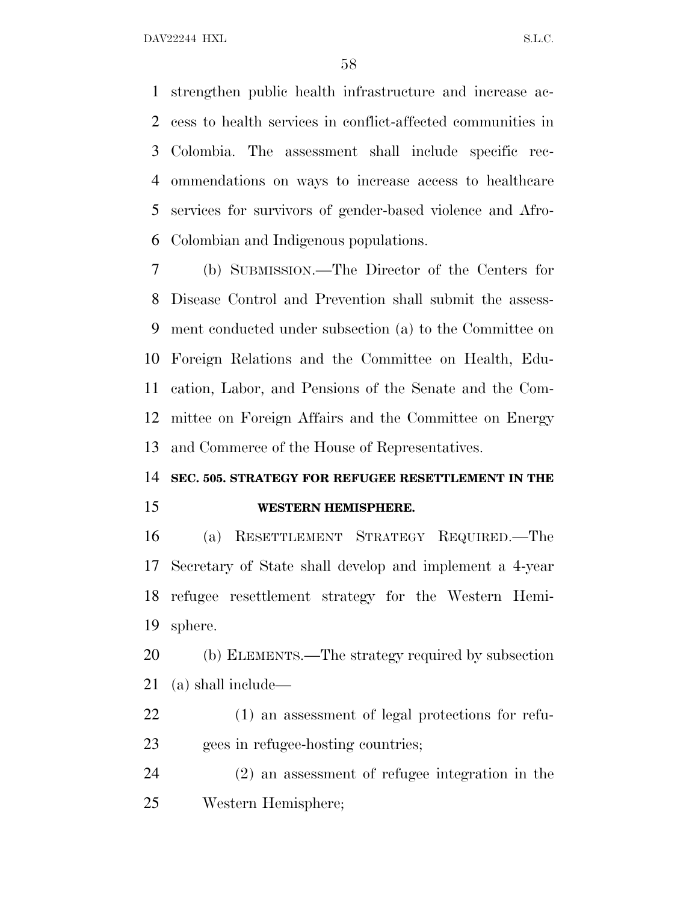strengthen public health infrastructure and increase access to health services in conflict-affected communities in Colombia. The assessment shall include specific recommendations on ways to increase access to healthcare services for survivors of gender-based violence and Afro-Colombian and Indigenous populations.

(b) SUBMISSION.—The Director of the Centers for Disease Control and Prevention shall submit the assessment conducted under subsection (a) to the Committee on Foreign Relations and the Committee on Health, Education, Labor, and Pensions of the Senate and the Committee on Foreign Affairs and the Committee on Energy and Commerce of the House of Representatives.

### SEC. 505. STRATEGY FOR REFUGEE RESETTLEMENT IN THE WESTERN HEMISPHERE.

(a) RESETTLEMENT STRATEGY REQUIRED.—The Secretary of State shall develop and implement a 4-year refugee resettlement strategy for the Western Hemisphere.

(b) ELEMENTS.—The strategy required by subsection (a) shall include—

(1) an assessment of legal protections for refugees in refugee-hosting countries;

(2) an assessment of refugee integration in the Western Hemisphere;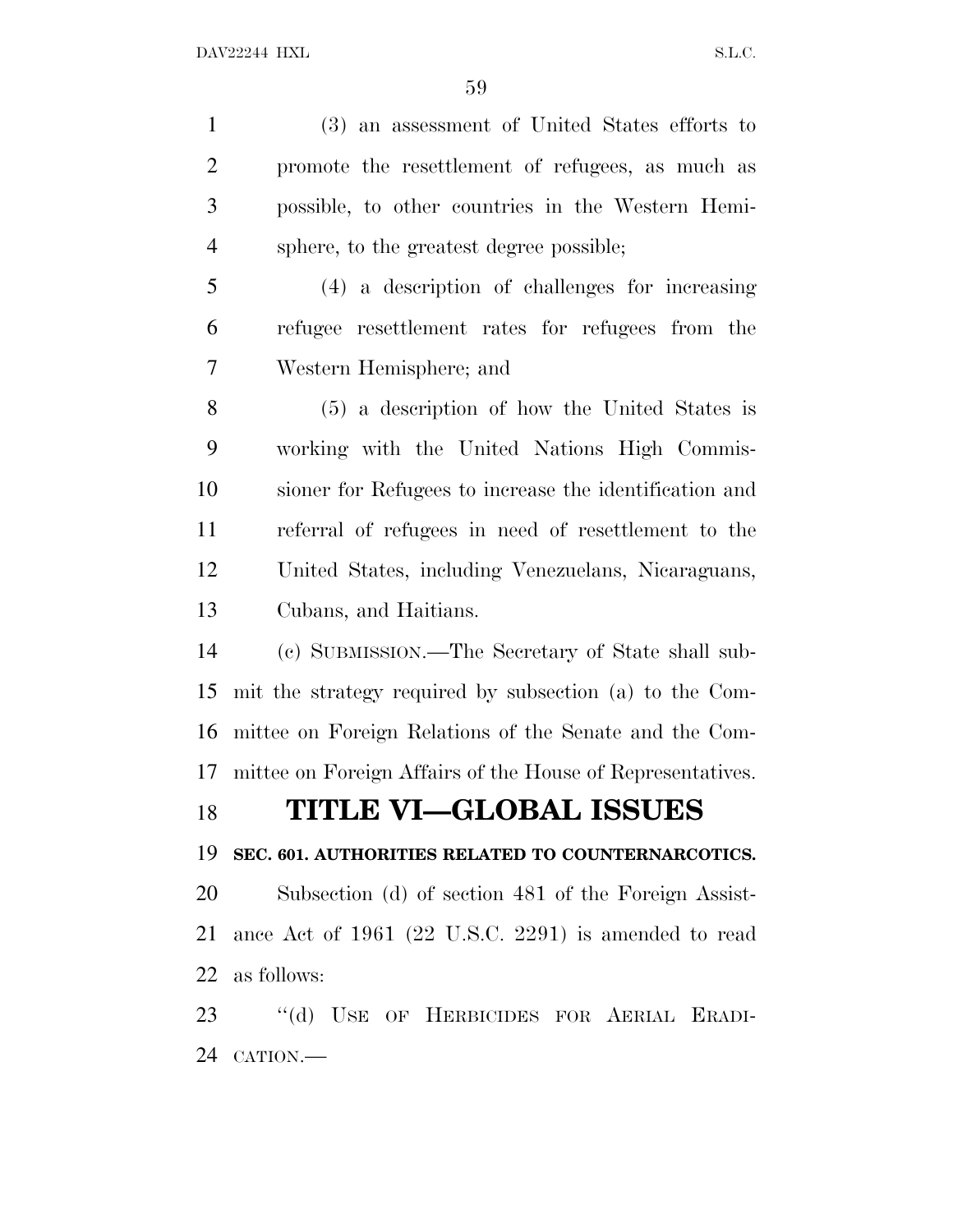(3) an assessment of United States efforts to promote the resettlement of refugees, as much as possible, to other countries in the Western Hemisphere, to the greatest degree possible;

(4) a description of challenges for increasing refugee resettlement rates for refugees from the Western Hemisphere; and

(5) a description of how the United States is working with the United Nations High Commissioner for Refugees to increase the identification and referral of refugees in need of resettlement to the United States, including Venezuelans, Nicaraguans, Cubans, and Haitians.

(c) SUBMISSION.—The Secretary of State shall submit the strategy required by subsection (a) to the Committee on Foreign Relations of the Senate and the Committee on Foreign Affairs of the House of Representatives.

# TITLE VI—GLOBAL ISSUES

**SEC. 601. AUTHORITIES RELATED TO COUNTERNARCOTICS.**

Subsection (d) of section 481 of the Foreign Assistance Act of 1961 (22 U.S.C. 2291) is amended to read as follows:

"(d) USE OF HERBICIDES FOR AERIAL ERADICATION.—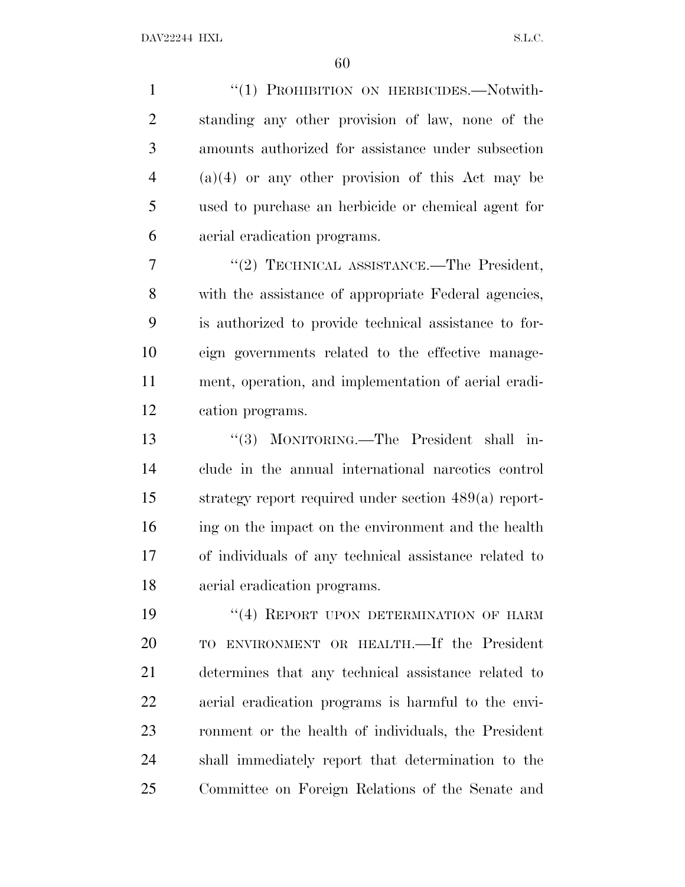"(1) PROHIBITION ON HERBICIDES.—Notwithstanding any other provision of law, none of the amounts authorized for assistance under subsection (a)(4) or any other provision of this Act may be used to purchase an herbicide or chemical agent for aerial eradication programs.

"(2) TECHNICAL ASSISTANCE.—The President, with the assistance of appropriate Federal agencies, is authorized to provide technical assistance to foreign governments related to the effective management, operation, and implementation of aerial eradication programs.

"(3) MONITORING.—The President shall include in the annual international narcotics control strategy report required under section 489(a) reporting on the impact on the environment and the health of individuals of any technical assistance related to aerial eradication programs.

"(4) REPORT UPON DETERMINATION OF HARM TO ENVIRONMENT OR HEALTH.—If the President determines that any technical assistance related to aerial eradication programs is harmful to the environment or the health of individuals, the President shall immediately report that determination to the Committee on Foreign Relations of the Senate and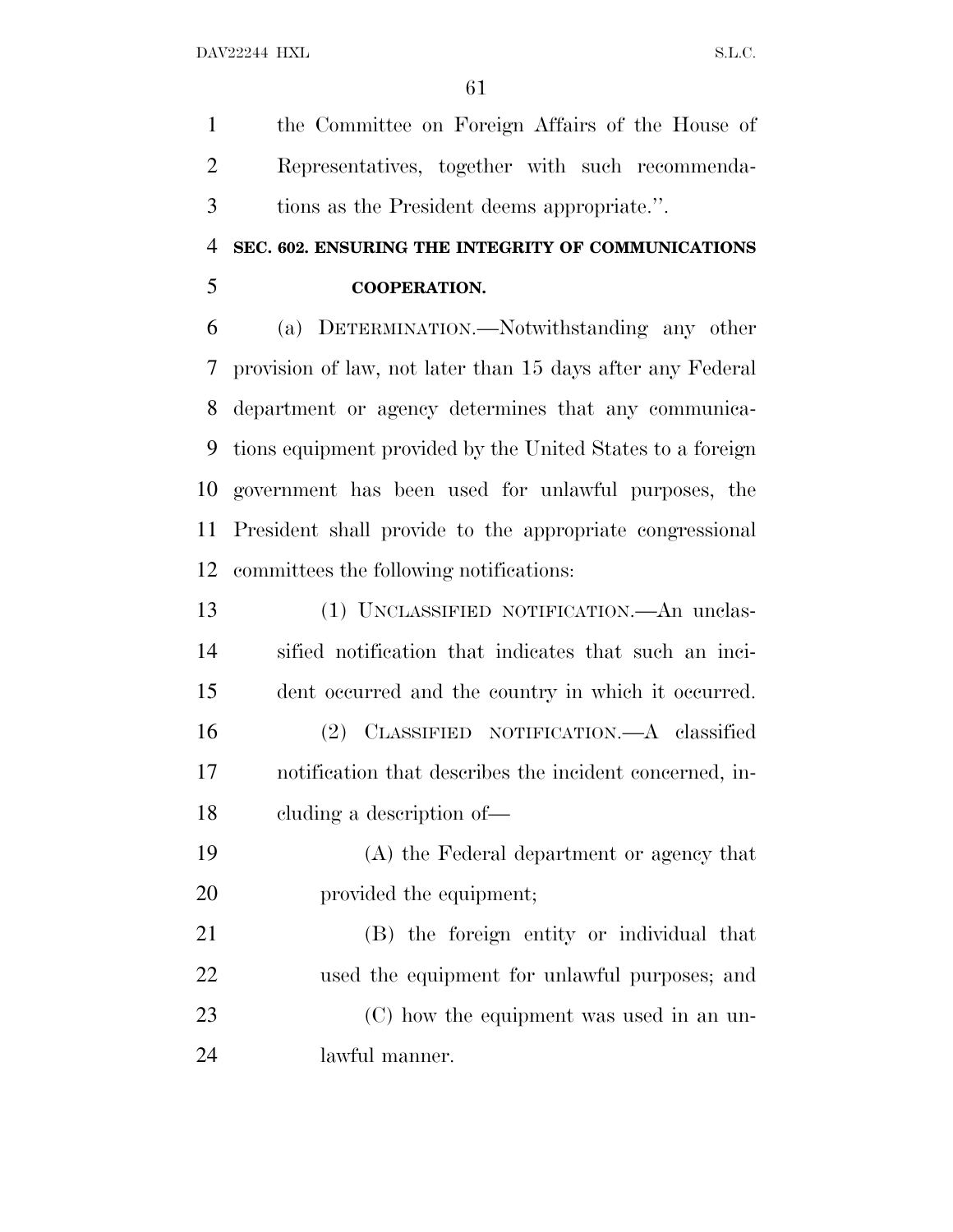the Committee on Foreign Affairs of the House of Representatives, together with such recommendations as the President deems appropriate.''.

**SEC. 602. ENSURING THE INTEGRITY OF COMMUNICATIONS COOPERATION.**

(a) DETERMINATION.—Notwithstanding any other provision of law, not later than 15 days after any Federal department or agency determines that any communications equipment provided by the United States to a foreign government has been used for unlawful purposes, the President shall provide to the appropriate congressional committees the following notifications:

(1) UNCLASSIFIED NOTIFICATION.—An unclassified notification that indicates that such an incident occurred and the country in which it occurred.

(2) CLASSIFIED NOTIFICATION.—A classified notification that describes the incident concerned, including a description of—

(A) the Federal department or agency that provided the equipment;

(B) the foreign entity or individual that used the equipment for unlawful purposes; and

(C) how the equipment was used in an unlawful manner.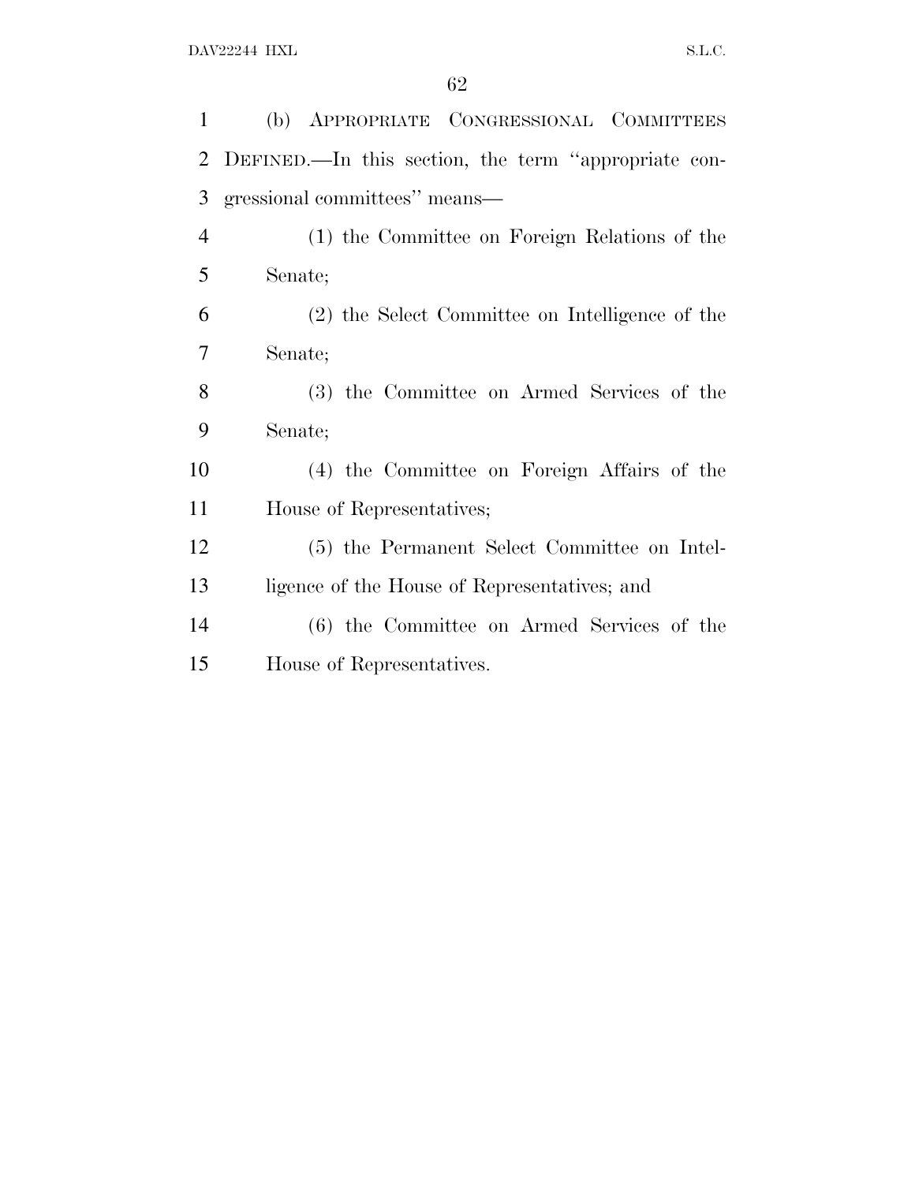(b) APPROPRIATE CONGRESSIONAL COMMITTEES DEFINED.—In this section, the term ''appropriate congressional committees'' means—

(1) the Committee on Foreign Relations of the Senate;

(2) the Select Committee on Intelligence of the Senate;

(3) the Committee on Armed Services of the Senate;

(4) the Committee on Foreign Affairs of the House of Representatives;

(5) the Permanent Select Committee on Intelligence of the House of Representatives; and

(6) the Committee on Armed Services of the House of Representatives.